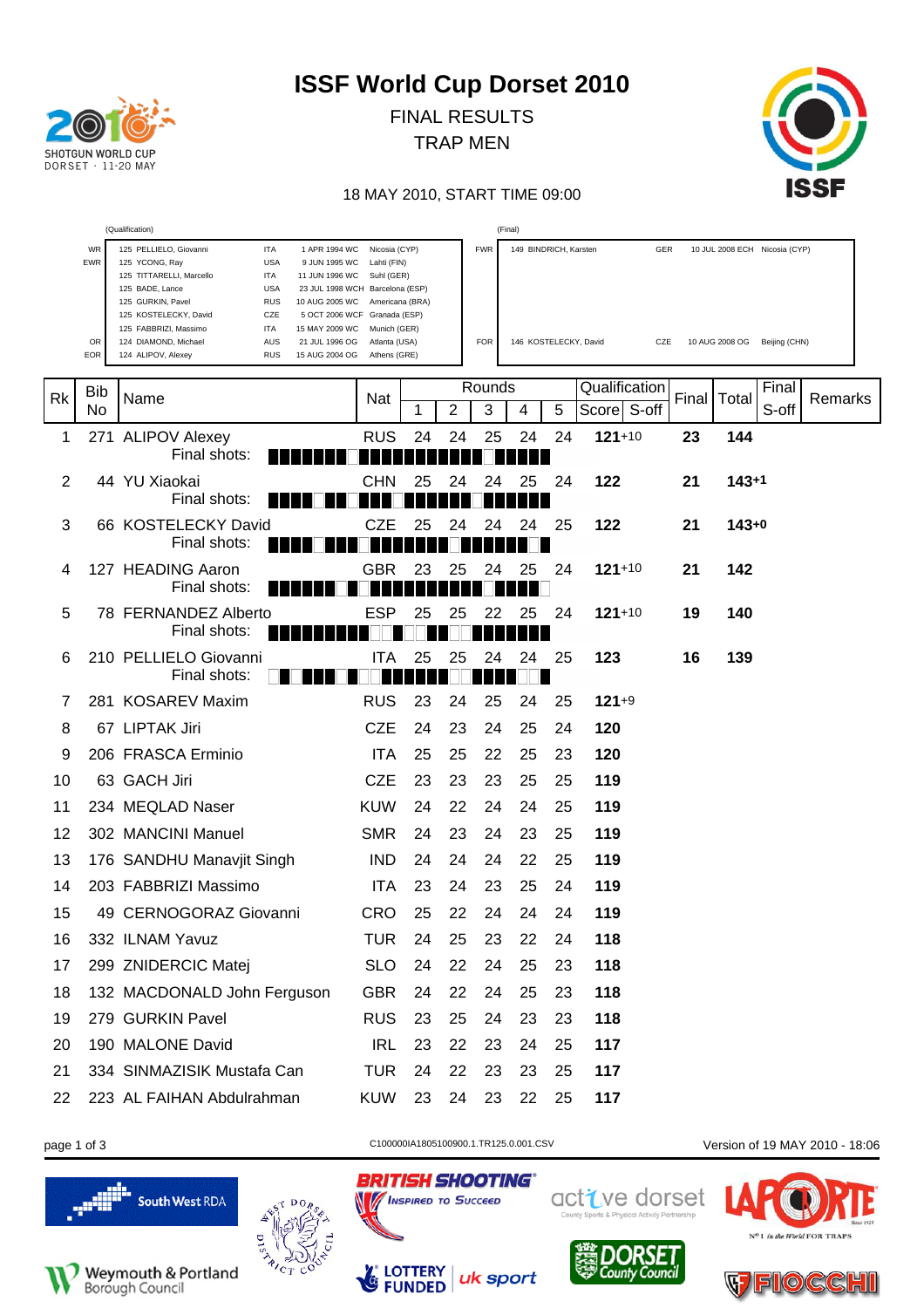# ISSF World Cup Dorset 2010

FINAL RESULTS

TRAP MEN

18 MAY 2010, START TIME 09:00

(Qualification)

| | | | | | |
|---|---|---|---|---|---|
| WR | 125 PELLIELO, Giovanni | ITA | 1 APR 1994 WC | Nicosia (CYP) |
| EWR | 125 YCONG, Ray | USA | 9 JUN 1995 WC | Lahti (FIN) |
| | 125 TITTARELLI, Marcello | ITA | 11 JUN 1996 WC | Suhl (GER) |
| | 125 BADE, Lance | USA | 23 JUL 1998 WCH | Barcelona (ESP) |
| | 125 GURKIN, Pavel | RUS | 10 AUG 2005 WC | Americana (BRA) |
| | 125 KOSTELECKY, David | CZE | 5 OCT 2006 WCF | Granada (ESP) |
| | 125 FABBRIZI, Massimo | ITA | 15 MAY 2009 WC | Munich (GER) |
| OR | 124 DIAMOND, Michael | AUS | 21 JUL 1996 OG | Atlanta (USA) |
| EOR | 124 ALIPOV, Alexey | RUS | 15 AUG 2004 OG | Athens (GRE) |

(Final)

| | | | | |
|---|---|---|---|---|
| FWR | 149 BINDRICH, Karsten | GER | 10 JUL 2008 ECH | Nicosia (CYP) |
| FOR | 146 KOSTELECKY, David | CZE | 10 AUG 2008 OG | Beijing (CHN) |

| Rk | Bib No | Name | Nat | Rounds 1 | 2 | 3 | 4 | 5 | Qualification Score | S-off | Final | Total | Final S-off | Remarks |
|---|---|---|---|---|---|---|---|---|---|---|---|---|---|---|
| 1 | 271 | ALIPOV Alexey | RUS | 24 | 24 | 25 | 24 | 24 | 121 | +10 | 23 | 144 | | |
| 2 | 44 | YU Xiaokai | CHN | 25 | 24 | 24 | 25 | 24 | 122 | | 21 | 143 | +1 | |
| 3 | 66 | KOSTELECKY David | CZE | 25 | 24 | 24 | 24 | 25 | 122 | | 21 | 143 | +0 | |
| 4 | 127 | HEADING Aaron | GBR | 23 | 25 | 24 | 25 | 24 | 121 | +10 | 21 | 142 | | |
| 5 | 78 | FERNANDEZ Alberto | ESP | 25 | 25 | 22 | 25 | 24 | 121 | +10 | 19 | 140 | | |
| 6 | 210 | PELLIELO Giovanni | ITA | 25 | 25 | 24 | 24 | 25 | 123 | | 16 | 139 | | |
| 7 | 281 | KOSAREV Maxim | RUS | 23 | 24 | 25 | 24 | 25 | 121 | +9 | | | | |
| 8 | 67 | LIPTAK Jiri | CZE | 24 | 23 | 24 | 25 | 24 | 120 | | | | | |
| 9 | 206 | FRASCA Erminio | ITA | 25 | 25 | 22 | 25 | 23 | 120 | | | | | |
| 10 | 63 | GACH Jiri | CZE | 23 | 23 | 23 | 25 | 25 | 119 | | | | | |
| 11 | 234 | MEQLAD Naser | KUW | 24 | 22 | 24 | 24 | 25 | 119 | | | | | |
| 12 | 302 | MANCINI Manuel | SMR | 24 | 23 | 24 | 23 | 25 | 119 | | | | | |
| 13 | 176 | SANDHU Manavjit Singh | IND | 24 | 24 | 24 | 22 | 25 | 119 | | | | | |
| 14 | 203 | FABBRIZI Massimo | ITA | 23 | 24 | 23 | 25 | 24 | 119 | | | | | |
| 15 | 49 | CERNOGORAZ Giovanni | CRO | 25 | 22 | 24 | 24 | 24 | 119 | | | | | |
| 16 | 332 | ILNAM Yavuz | TUR | 24 | 25 | 23 | 22 | 24 | 118 | | | | | |
| 17 | 299 | ZNIDERCIC Matej | SLO | 24 | 22 | 24 | 25 | 23 | 118 | | | | | |
| 18 | 132 | MACDONALD John Ferguson | GBR | 24 | 22 | 24 | 25 | 23 | 118 | | | | | |
| 19 | 279 | GURKIN Pavel | RUS | 23 | 25 | 24 | 23 | 23 | 118 | | | | | |
| 20 | 190 | MALONE David | IRL | 23 | 22 | 23 | 24 | 25 | 117 | | | | | |
| 21 | 334 | SINMAZISIK Mustafa Can | TUR | 24 | 22 | 23 | 23 | 25 | 117 | | | | | |
| 22 | 223 | AL FAIHAN Abdulrahman | KUW | 23 | 24 | 23 | 22 | 25 | 117 | | | | | |

C100000IA1805100900.1.TR125.0.001.CSV

Version of 19 MAY 2010 - 18:06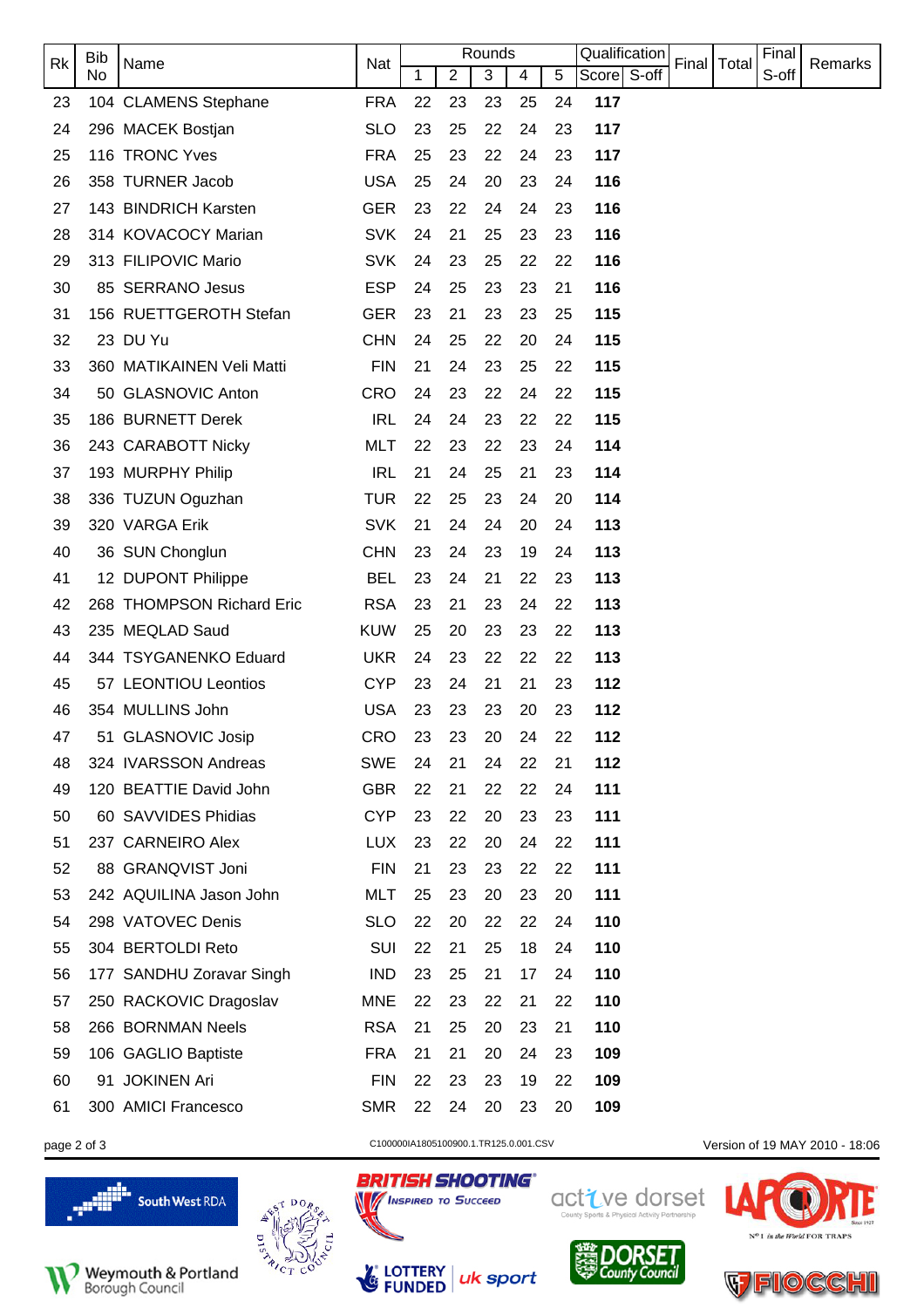| Rk | Bib No | Name | Nat | Rounds | | | | | Qualification | | Final | Total | Final S-off | Remarks |
|---|---|---|---|---|---|---|---|---|---|---|---|---|---|---|
| | | | | 1 | 2 | 3 | 4 | 5 | Score | S-off | | | | |
| 23 | 104 | CLAMENS Stephane | FRA | 22 | 23 | 23 | 25 | 24 | **117** | | | | | |
| 24 | 296 | MACEK Bostjan | SLO | 23 | 25 | 22 | 24 | 23 | **117** | | | | | |
| 25 | 116 | TRONC Yves | FRA | 25 | 23 | 22 | 24 | 23 | **117** | | | | | |
| 26 | 358 | TURNER Jacob | USA | 25 | 24 | 20 | 23 | 24 | **116** | | | | | |
| 27 | 143 | BINDRICH Karsten | GER | 23 | 22 | 24 | 24 | 23 | **116** | | | | | |
| 28 | 314 | KOVACOCY Marian | SVK | 24 | 21 | 25 | 23 | 23 | **116** | | | | | |
| 29 | 313 | FILIPOVIC Mario | SVK | 24 | 23 | 25 | 22 | 22 | **116** | | | | | |
| 30 | 85 | SERRANO Jesus | ESP | 24 | 25 | 23 | 23 | 21 | **116** | | | | | |
| 31 | 156 | RUETTGEROTH Stefan | GER | 23 | 21 | 23 | 23 | 25 | **115** | | | | | |
| 32 | 23 | DU Yu | CHN | 24 | 25 | 22 | 20 | 24 | **115** | | | | | |
| 33 | 360 | MATIKAINEN Veli Matti | FIN | 21 | 24 | 23 | 25 | 22 | **115** | | | | | |
| 34 | 50 | GLASNOVIC Anton | CRO | 24 | 23 | 22 | 24 | 22 | **115** | | | | | |
| 35 | 186 | BURNETT Derek | IRL | 24 | 24 | 23 | 22 | 22 | **115** | | | | | |
| 36 | 243 | CARABOTT Nicky | MLT | 22 | 23 | 22 | 23 | 24 | **114** | | | | | |
| 37 | 193 | MURPHY Philip | IRL | 21 | 24 | 25 | 21 | 23 | **114** | | | | | |
| 38 | 336 | TUZUN Oguzhan | TUR | 22 | 25 | 23 | 24 | 20 | **114** | | | | | |
| 39 | 320 | VARGA Erik | SVK | 21 | 24 | 24 | 20 | 24 | **113** | | | | | |
| 40 | 36 | SUN Chonglun | CHN | 23 | 24 | 23 | 19 | 24 | **113** | | | | | |
| 41 | 12 | DUPONT Philippe | BEL | 23 | 24 | 21 | 22 | 23 | **113** | | | | | |
| 42 | 268 | THOMPSON Richard Eric | RSA | 23 | 21 | 23 | 24 | 22 | **113** | | | | | |
| 43 | 235 | MEQLAD Saud | KUW | 25 | 20 | 23 | 23 | 22 | **113** | | | | | |
| 44 | 344 | TSYGANENKO Eduard | UKR | 24 | 23 | 22 | 22 | 22 | **113** | | | | | |
| 45 | 57 | LEONTIOU Leontios | CYP | 23 | 24 | 21 | 21 | 23 | **112** | | | | | |
| 46 | 354 | MULLINS John | USA | 23 | 23 | 23 | 20 | 23 | **112** | | | | | |
| 47 | 51 | GLASNOVIC Josip | CRO | 23 | 23 | 20 | 24 | 22 | **112** | | | | | |
| 48 | 324 | IVARSSON Andreas | SWE | 24 | 21 | 24 | 22 | 21 | **112** | | | | | |
| 49 | 120 | BEATTIE David John | GBR | 22 | 21 | 22 | 22 | 24 | **111** | | | | | |
| 50 | 60 | SAVVIDES Phidias | CYP | 23 | 22 | 20 | 23 | 23 | **111** | | | | | |
| 51 | 237 | CARNEIRO Alex | LUX | 23 | 22 | 20 | 24 | 22 | **111** | | | | | |
| 52 | 88 | GRANQVIST Joni | FIN | 21 | 23 | 23 | 22 | 22 | **111** | | | | | |
| 53 | 242 | AQUILINA Jason John | MLT | 25 | 23 | 20 | 23 | 20 | **111** | | | | | |
| 54 | 298 | VATOVEC Denis | SLO | 22 | 20 | 22 | 22 | 24 | **110** | | | | | |
| 55 | 304 | BERTOLDI Reto | SUI | 22 | 21 | 25 | 18 | 24 | **110** | | | | | |
| 56 | 177 | SANDHU Zoravar Singh | IND | 23 | 25 | 21 | 17 | 24 | **110** | | | | | |
| 57 | 250 | RACKOVIC Dragoslav | MNE | 22 | 23 | 22 | 21 | 22 | **110** | | | | | |
| 58 | 266 | BORNMAN Neels | RSA | 21 | 25 | 20 | 23 | 21 | **110** | | | | | |
| 59 | 106 | GAGLIO Baptiste | FRA | 21 | 21 | 20 | 24 | 23 | **109** | | | | | |
| 60 | 91 | JOKINEN Ari | FIN | 22 | 23 | 23 | 19 | 22 | **109** | | | | | |
| 61 | 300 | AMICI Francesco | SMR | 22 | 24 | 20 | 23 | 20 | **109** | | | | | |

C100000IA1805100900.1.TR125.0.001.CSV

Version of 19 MAY 2010 - 18:06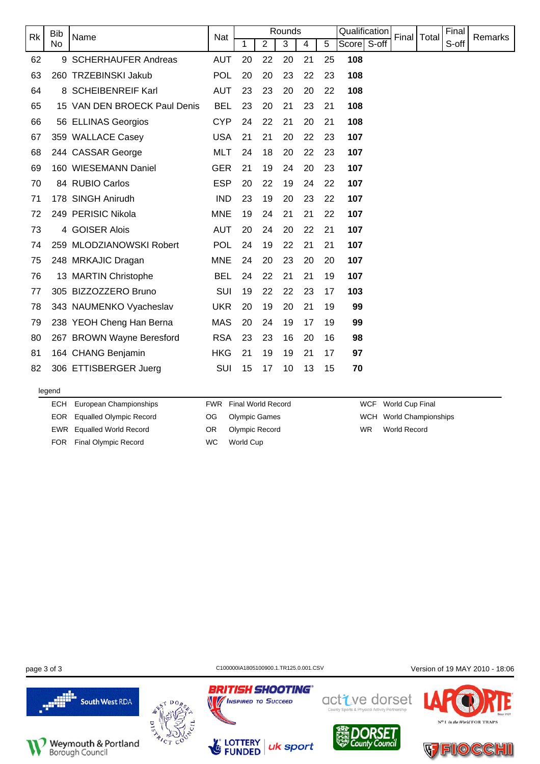| Rk | Bib No | Name | Nat | Rounds | | | | | Qualification | | Final | Total | Final S-off | Remarks |
|---|---|---|---|---|---|---|---|---|---|---|---|---|---|---|
| | | | | 1 | 2 | 3 | 4 | 5 | Score | S-off | | | | |
| 62 | 9 | SCHERHAUFER Andreas | AUT | 20 | 22 | 20 | 21 | 25 | **108** | | | | | |
| 63 | 260 | TRZEBINSKI Jakub | POL | 20 | 20 | 23 | 22 | 23 | **108** | | | | | |
| 64 | 8 | SCHEIBENREIF Karl | AUT | 23 | 23 | 20 | 20 | 22 | **108** | | | | | |
| 65 | 15 | VAN DEN BROECK Paul Denis | BEL | 23 | 20 | 21 | 23 | 21 | **108** | | | | | |
| 66 | 56 | ELLINAS Georgios | CYP | 24 | 22 | 21 | 20 | 21 | **108** | | | | | |
| 67 | 359 | WALLACE Casey | USA | 21 | 21 | 20 | 22 | 23 | **107** | | | | | |
| 68 | 244 | CASSAR George | MLT | 24 | 18 | 20 | 22 | 23 | **107** | | | | | |
| 69 | 160 | WIESEMANN Daniel | GER | 21 | 19 | 24 | 20 | 23 | **107** | | | | | |
| 70 | 84 | RUBIO Carlos | ESP | 20 | 22 | 19 | 24 | 22 | **107** | | | | | |
| 71 | 178 | SINGH Anirudh | IND | 23 | 19 | 20 | 23 | 22 | **107** | | | | | |
| 72 | 249 | PERISIC Nikola | MNE | 19 | 24 | 21 | 21 | 22 | **107** | | | | | |
| 73 | 4 | GOISER Alois | AUT | 20 | 24 | 20 | 22 | 21 | **107** | | | | | |
| 74 | 259 | MLODZIANOWSKI Robert | POL | 24 | 19 | 22 | 21 | 21 | **107** | | | | | |
| 75 | 248 | MRKAJIC Dragan | MNE | 24 | 20 | 23 | 20 | 20 | **107** | | | | | |
| 76 | 13 | MARTIN Christophe | BEL | 24 | 22 | 21 | 21 | 19 | **107** | | | | | |
| 77 | 305 | BIZZOZZERO Bruno | SUI | 19 | 22 | 22 | 23 | 17 | **103** | | | | | |
| 78 | 343 | NAUMENKO Vyacheslav | UKR | 20 | 19 | 20 | 21 | 19 | **99** | | | | | |
| 79 | 238 | YEOH Cheng Han Berna | MAS | 20 | 24 | 19 | 17 | 19 | **99** | | | | | |
| 80 | 267 | BROWN Wayne Beresford | RSA | 23 | 23 | 16 | 20 | 16 | **98** | | | | | |
| 81 | 164 | CHANG Benjamin | HKG | 21 | 19 | 19 | 21 | 17 | **97** | | | | | |
| 82 | 306 | ETTISBERGER Juerg | SUI | 15 | 17 | 10 | 13 | 15 | **70** | | | | | |

legend

| | | | | | |
|---|---|---|---|---|---|
| ECH | European Championships | FWR | Final World Record | WCF | World Cup Final |
| EOR | Equalled Olympic Record | OG | Olympic Games | WCH | World Championships |
| EWR | Equalled World Record | OR | Olympic Record | WR | World Record |
| FOR | Final Olympic Record | WC | World Cup | | |

C100000IA1805100900.1.TR125.0.001.CSV

Version of 19 MAY 2010 - 18:06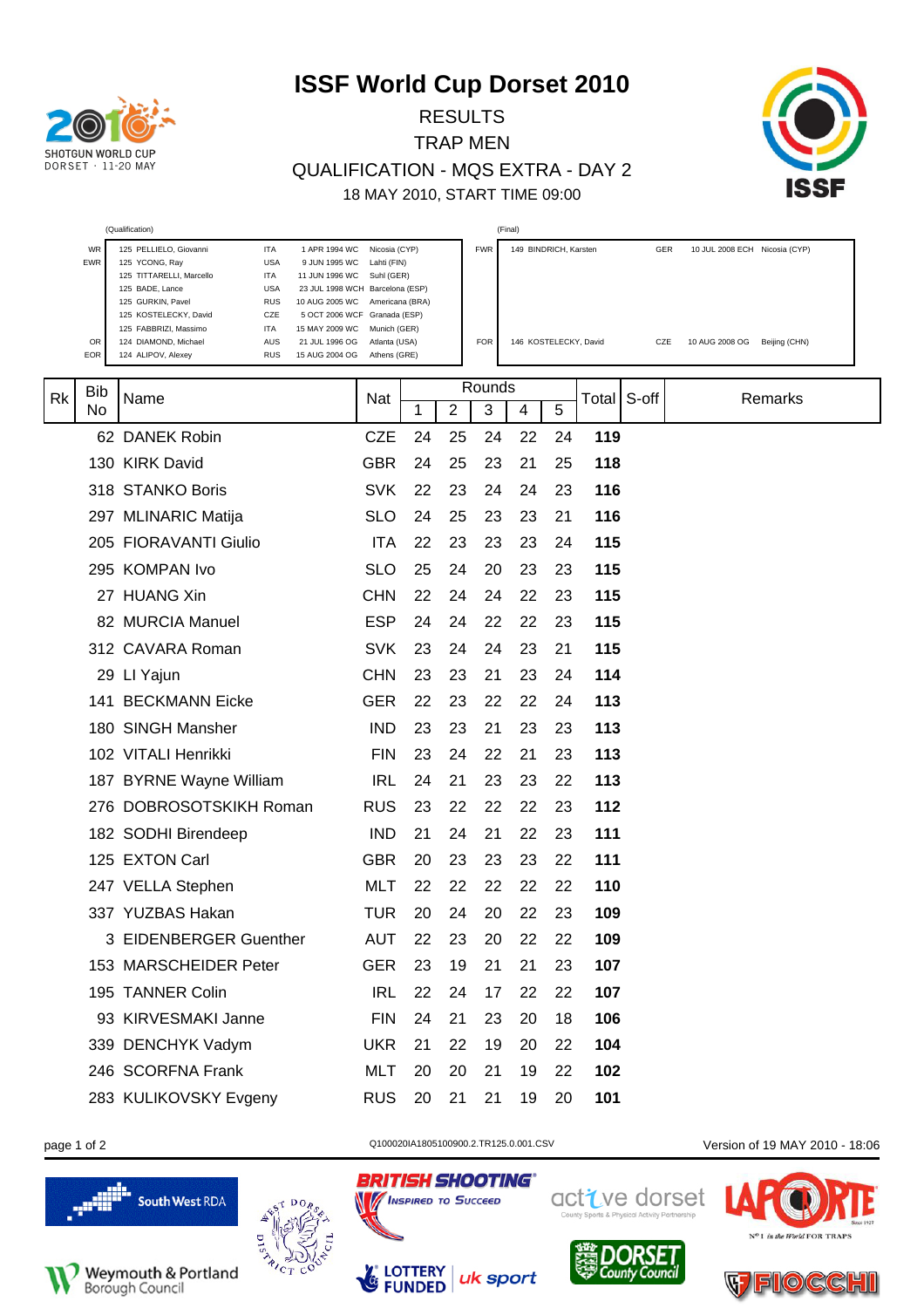# ISSF World Cup Dorset 2010

RESULTS

TRAP MEN

QUALIFICATION - MQS EXTRA - DAY 2

18 MAY 2010, START TIME 09:00

(Qualification)

| | | | | |
|---|---|---|---|---|
| WR | 125 PELLIELO, Giovanni | ITA | 1 APR 1994 WC | Nicosia (CYP) |
| EWR | 125 YCONG, Ray | USA | 9 JUN 1995 WC | Lahti (FIN) |
| | 125 TITTARELLI, Marcello | ITA | 11 JUN 1996 WC | Suhl (GER) |
| | 125 BADE, Lance | USA | 23 JUL 1998 WCH | Barcelona (ESP) |
| | 125 GURKIN, Pavel | RUS | 10 AUG 2005 WC | Americana (BRA) |
| | 125 KOSTELECKY, David | CZE | 5 OCT 2006 WCF | Granada (ESP) |
| | 125 FABBRIZI, Massimo | ITA | 15 MAY 2009 WC | Munich (GER) |
| OR | 124 DIAMOND, Michael | AUS | 21 JUL 1996 OG | Atlanta (USA) |
| EOR | 124 ALIPOV, Alexey | RUS | 15 AUG 2004 OG | Athens (GRE) |

(Final)

| | | | | |
|---|---|---|---|---|
| FWR | 149 BINDRICH, Karsten | GER | 10 JUL 2008 ECH | Nicosia (CYP) |
| FOR | 146 KOSTELECKY, David | CZE | 10 AUG 2008 OG | Beijing (CHN) |

| Rk | Bib No | Name | Nat | Rounds 1 | 2 | 3 | 4 | 5 | Total | S-off | Remarks |
|---|---|---|---|---|---|---|---|---|---|---|---|
| | 62 | DANEK Robin | CZE | 24 | 25 | 24 | 22 | 24 | **119** | | |
| | 130 | KIRK David | GBR | 24 | 25 | 23 | 21 | 25 | **118** | | |
| | 318 | STANKO Boris | SVK | 22 | 23 | 24 | 24 | 23 | **116** | | |
| | 297 | MLINARIC Matija | SLO | 24 | 25 | 23 | 23 | 21 | **116** | | |
| | 205 | FIORAVANTI Giulio | ITA | 22 | 23 | 23 | 23 | 24 | **115** | | |
| | 295 | KOMPAN Ivo | SLO | 25 | 24 | 20 | 23 | 23 | **115** | | |
| | 27 | HUANG Xin | CHN | 22 | 24 | 24 | 22 | 23 | **115** | | |
| | 82 | MURCIA Manuel | ESP | 24 | 24 | 22 | 22 | 23 | **115** | | |
| | 312 | CAVARA Roman | SVK | 23 | 24 | 24 | 23 | 21 | **115** | | |
| | 29 | LI Yajun | CHN | 23 | 23 | 21 | 23 | 24 | **114** | | |
| | 141 | BECKMANN Eicke | GER | 22 | 23 | 22 | 22 | 24 | **113** | | |
| | 180 | SINGH Mansher | IND | 23 | 23 | 21 | 23 | 23 | **113** | | |
| | 102 | VITALI Henrikki | FIN | 23 | 24 | 22 | 21 | 23 | **113** | | |
| | 187 | BYRNE Wayne William | IRL | 24 | 21 | 23 | 23 | 22 | **113** | | |
| | 276 | DOBROSOTSKIH Roman | RUS | 23 | 22 | 22 | 22 | 23 | **112** | | |
| | 182 | SODHI Birendeep | IND | 21 | 24 | 21 | 22 | 23 | **111** | | |
| | 125 | EXTON Carl | GBR | 20 | 23 | 23 | 23 | 22 | **111** | | |
| | 247 | VELLA Stephen | MLT | 22 | 22 | 22 | 22 | 22 | **110** | | |
| | 337 | YUZBAS Hakan | TUR | 20 | 24 | 20 | 22 | 23 | **109** | | |
| | 3 | EIDENBERGER Guenther | AUT | 22 | 23 | 20 | 22 | 22 | **109** | | |
| | 153 | MARSCHEIDER Peter | GER | 23 | 19 | 21 | 21 | 23 | **107** | | |
| | 195 | TANNER Colin | IRL | 22 | 24 | 17 | 22 | 22 | **107** | | |
| | 93 | KIRVESMAKI Janne | FIN | 24 | 21 | 23 | 20 | 18 | **106** | | |
| | 339 | DENCHYK Vadym | UKR | 21 | 22 | 19 | 20 | 22 | **104** | | |
| | 246 | SCORFNA Frank | MLT | 20 | 20 | 21 | 19 | 22 | **102** | | |
| | 283 | KULIKOVSKY Evgeny | RUS | 20 | 21 | 21 | 19 | 20 | **101** | | |

Q100020IA1805100900.2.TR125.0.001.CSV

Version of 19 MAY 2010 - 18:06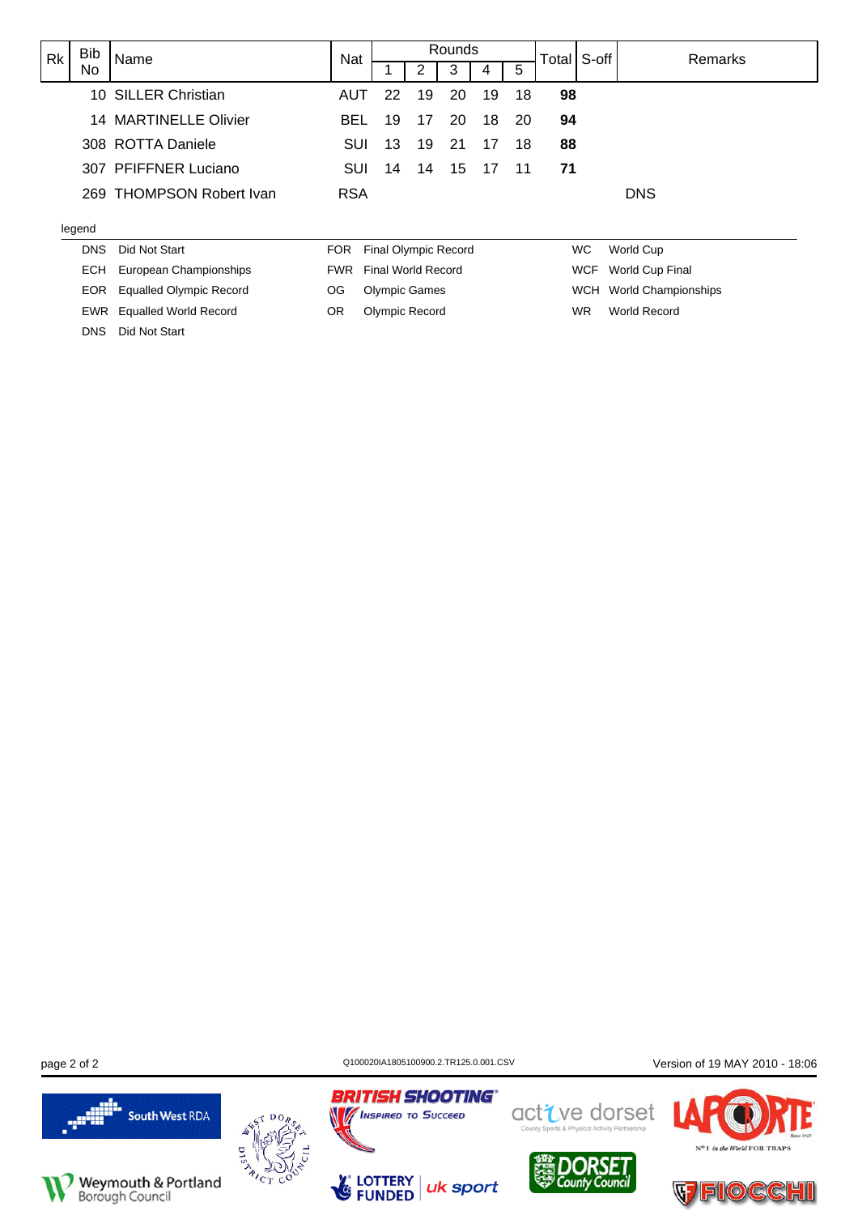| Rk | Bib No | Name | Nat | Rounds | | | | | Total | S-off | Remarks |
|---|---|---|---|---|---|---|---|---|---|---|---|
| | | | | 1 | 2 | 3 | 4 | 5 | | | |
| | 10 | SILLER Christian | AUT | 22 | 19 | 20 | 19 | 18 | **98** | | |
| | 14 | MARTINELLE Olivier | BEL | 19 | 17 | 20 | 18 | 20 | **94** | | |
| | 308 | ROTTA Daniele | SUI | 13 | 19 | 21 | 17 | 18 | **88** | | |
| | 307 | PFIFFNER Luciano | SUI | 14 | 14 | 15 | 17 | 11 | **71** | | |
| | 269 | THOMPSON Robert Ivan | RSA | | | | | | | | DNS |

legend

| | | | | | |
|---|---|---|---|---|---|
| DNS | Did Not Start | FOR | Final Olympic Record | WC | World Cup |
| ECH | European Championships | FWR | Final World Record | WCF | World Cup Final |
| EOR | Equalled Olympic Record | OG | Olympic Games | WCH | World Championships |
| EWR | Equalled World Record | OR | Olympic Record | WR | World Record |
| DNS | Did Not Start | | | | |

Q100020IA1805100900.2.TR125.0.001.CSV

Version of 19 MAY 2010 - 18:06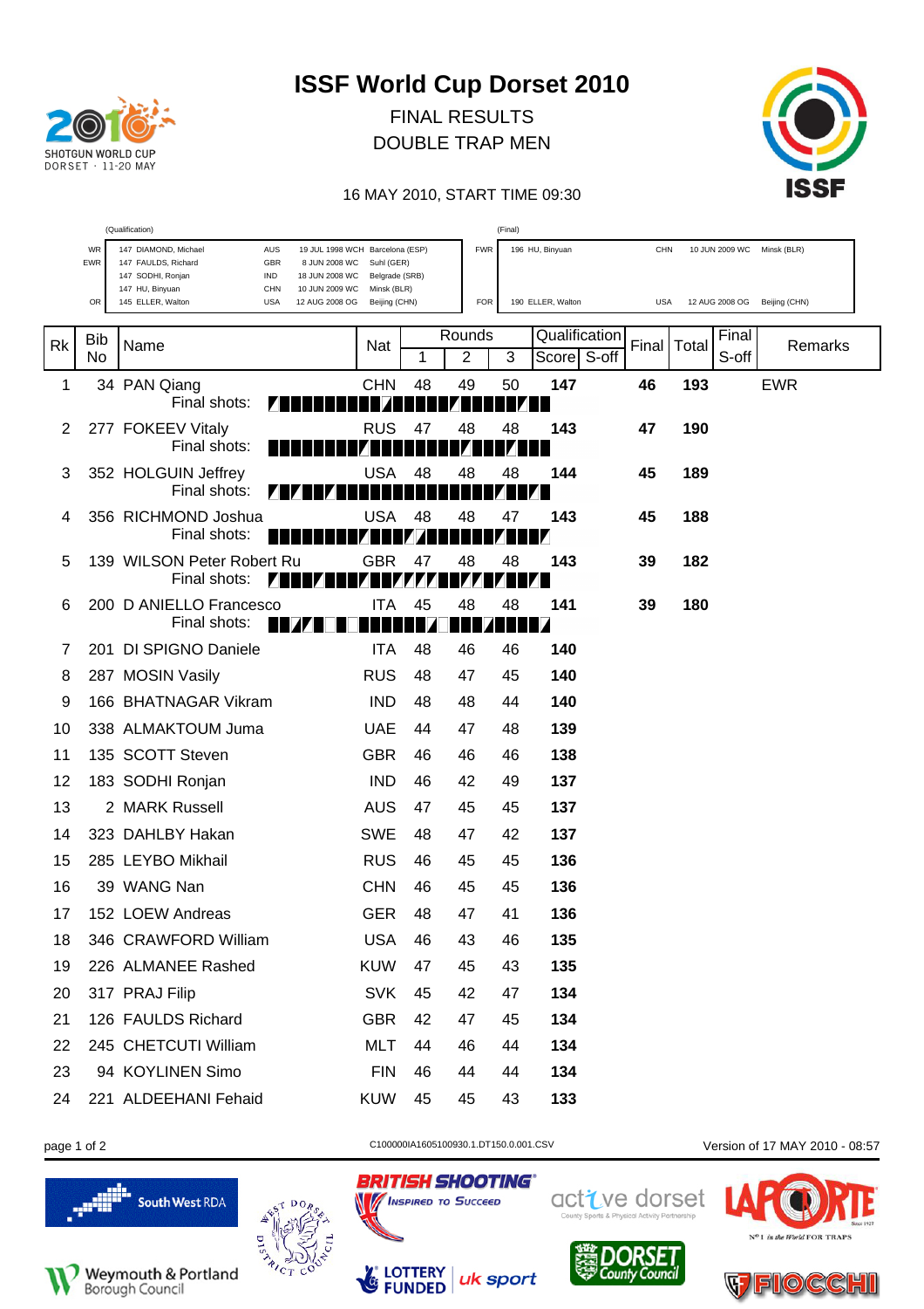# ISSF World Cup Dorset 2010

FINAL RESULTS
DOUBLE TRAP MEN

16 MAY 2010, START TIME 09:30

(Qualification)

| | | | | |
|---|---|---|---|---|
| WR | 147 DIAMOND, Michael | AUS | 19 JUL 1998 WCH | Barcelona (ESP) |
| EWR | 147 FAULDS, Richard | GBR | 8 JUN 2008 WC | Suhl (GER) |
| | 147 SODHI, Ronjan | IND | 18 JUN 2008 WC | Belgrade (SRB) |
| | 147 HU, Binyuan | CHN | 10 JUN 2009 WC | Minsk (BLR) |
| OR | 145 ELLER, Walton | USA | 12 AUG 2008 OG | Beijing (CHN) |

(Final)

| | | | | |
|---|---|---|---|---|
| FWR | 196 HU, Binyuan | CHN | 10 JUN 2009 WC | Minsk (BLR) |
| FOR | 190 ELLER, Walton | USA | 12 AUG 2008 OG | Beijing (CHN) |

| Rk | Bib No | Name | Nat | Rounds 1 | 2 | 3 | Qualification Score | S-off | Final | Total | Final S-off | Remarks |
|---|---|---|---|---|---|---|---|---|---|---|---|---|
| 1 | 34 | PAN Qiang | CHN | 48 | 49 | 50 | **147** | | **46** | **193** | | EWR |
| 2 | 277 | FOKEEV Vitaly | RUS | 47 | 48 | 48 | **143** | | **47** | **190** | | |
| 3 | 352 | HOLGUIN Jeffrey | USA | 48 | 48 | 48 | **144** | | **45** | **189** | | |
| 4 | 356 | RICHMOND Joshua | USA | 48 | 48 | 47 | **143** | | **45** | **188** | | |
| 5 | 139 | WILSON Peter Robert Ru | GBR | 47 | 48 | 48 | **143** | | **39** | **182** | | |
| 6 | 200 | D ANIELLO Francesco | ITA | 45 | 48 | 48 | **141** | | **39** | **180** | | |
| 7 | 201 | DI SPIGNO Daniele | ITA | 48 | 46 | 46 | **140** | | | | | |
| 8 | 287 | MOSIN Vasily | RUS | 48 | 47 | 45 | **140** | | | | | |
| 9 | 166 | BHATNAGAR Vikram | IND | 48 | 48 | 44 | **140** | | | | | |
| 10 | 338 | ALMAKTOUM Juma | UAE | 44 | 47 | 48 | **139** | | | | | |
| 11 | 135 | SCOTT Steven | GBR | 46 | 46 | 46 | **138** | | | | | |
| 12 | 183 | SODHI Ronjan | IND | 46 | 42 | 49 | **137** | | | | | |
| 13 | 2 | MARK Russell | AUS | 47 | 45 | 45 | **137** | | | | | |
| 14 | 323 | DAHLBY Hakan | SWE | 48 | 47 | 42 | **137** | | | | | |
| 15 | 285 | LEYBO Mikhail | RUS | 46 | 45 | 45 | **136** | | | | | |
| 16 | 39 | WANG Nan | CHN | 46 | 45 | 45 | **136** | | | | | |
| 17 | 152 | LOEW Andreas | GER | 48 | 47 | 41 | **136** | | | | | |
| 18 | 346 | CRAWFORD William | USA | 46 | 43 | 46 | **135** | | | | | |
| 19 | 226 | ALMANEE Rashed | KUW | 47 | 45 | 43 | **135** | | | | | |
| 20 | 317 | PRAJ Filip | SVK | 45 | 42 | 47 | **134** | | | | | |
| 21 | 126 | FAULDS Richard | GBR | 42 | 47 | 45 | **134** | | | | | |
| 22 | 245 | CHETCUTI William | MLT | 44 | 46 | 44 | **134** | | | | | |
| 23 | 94 | KOYLINEN Simo | FIN | 46 | 44 | 44 | **134** | | | | | |
| 24 | 221 | ALDEEHANI Fehaid | KUW | 45 | 45 | 43 | **133** | | | | | |

C100000IA1605100930.1.DT150.0.001.CSV

Version of 17 MAY 2010 - 08:57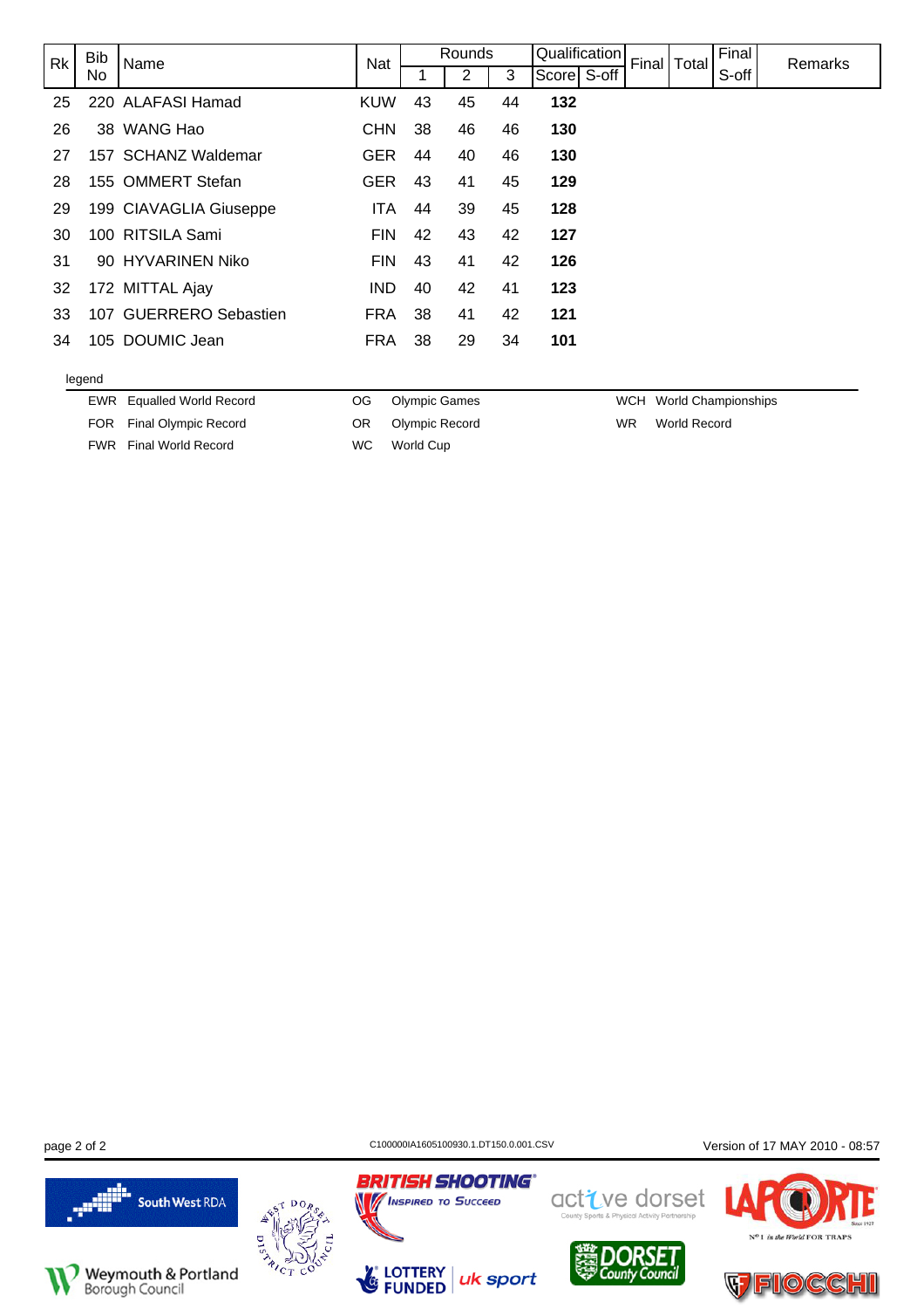| Rk | Bib No | Name | Nat | Rounds | | | Qualification | | Final | Total | Final S-off | Remarks |
|---|---|---|---|---|---|---|---|---|---|---|---|---|
| | | | | 1 | 2 | 3 | Score | S-off | | | | |
| 25 | 220 | ALAFASI Hamad | KUW | 43 | 45 | 44 | **132** | | | | | |
| 26 | 38 | WANG Hao | CHN | 38 | 46 | 46 | **130** | | | | | |
| 27 | 157 | SCHANZ Waldemar | GER | 44 | 40 | 46 | **130** | | | | | |
| 28 | 155 | OMMERT Stefan | GER | 43 | 41 | 45 | **129** | | | | | |
| 29 | 199 | CIAVAGLIA Giuseppe | ITA | 44 | 39 | 45 | **128** | | | | | |
| 30 | 100 | RITSILA Sami | FIN | 42 | 43 | 42 | **127** | | | | | |
| 31 | 90 | HYVARINEN Niko | FIN | 43 | 41 | 42 | **126** | | | | | |
| 32 | 172 | MITTAL Ajay | IND | 40 | 42 | 41 | **123** | | | | | |
| 33 | 107 | GUERRERO Sebastien | FRA | 38 | 41 | 42 | **121** | | | | | |
| 34 | 105 | DOUMIC Jean | FRA | 38 | 29 | 34 | **101** | | | | | |

legend

| | | | | | |
|---|---|---|---|---|---|
| EWR | Equalled World Record | OG | Olympic Games | WCH | World Championships |
| FOR | Final Olympic Record | OR | Olympic Record | WR | World Record |
| FWR | Final World Record | WC | World Cup | | |

C100000IA1605100930.1.DT150.0.001.CSV

Version of 17 MAY 2010 - 08:57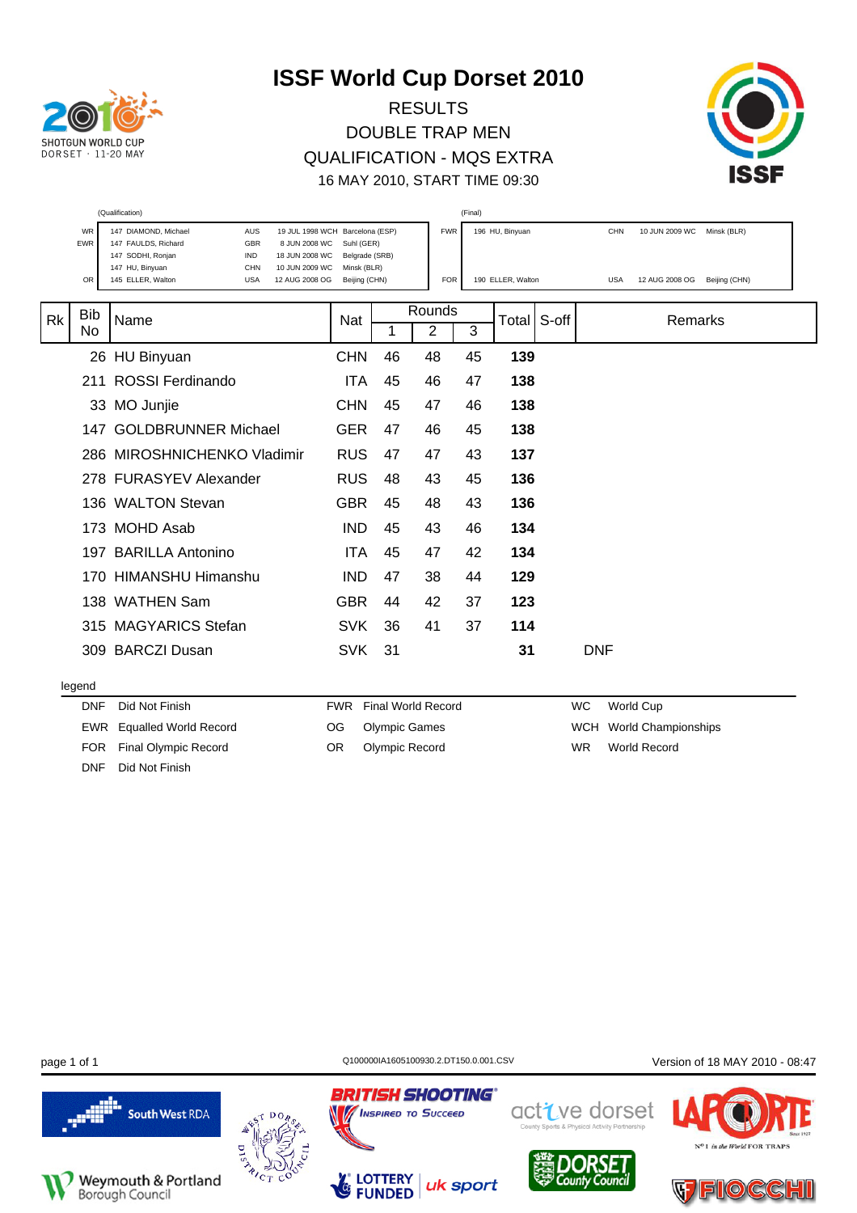# ISSF World Cup Dorset 2010

RESULTS
DOUBLE TRAP MEN
QUALIFICATION - MQS EXTRA
16 MAY 2010, START TIME 09:30

(Qualification)

| | | | | | |
|---|---|---|---|---|---|
| WR | 147 DIAMOND, Michael | AUS | 19 JUL 1998 | WCH | Barcelona (ESP) |
| EWR | 147 FAULDS, Richard | GBR | 8 JUN 2008 | WC | Suhl (GER) |
| | 147 SODHI, Ronjan | IND | 18 JUN 2008 | WC | Belgrade (SRB) |
| | 147 HU, Binyuan | CHN | 10 JUN 2009 | WC | Minsk (BLR) |
| OR | 145 ELLER, Walton | USA | 12 AUG 2008 | OG | Beijing (CHN) |

(Final)

| | | | | | |
|---|---|---|---|---|---|
| FWR | 196 HU, Binyuan | CHN | 10 JUN 2009 | WC | Minsk (BLR) |
| FOR | 190 ELLER, Walton | USA | 12 AUG 2008 | OG | Beijing (CHN) |

| Rk | Bib No | Name | Nat | Rounds 1 | 2 | 3 | Total | S-off | Remarks |
|---|---|---|---|---|---|---|---|---|---|
| | 26 | HU Binyuan | CHN | 46 | 48 | 45 | **139** | | |
| | 211 | ROSSI Ferdinando | ITA | 45 | 46 | 47 | **138** | | |
| | 33 | MO Junjie | CHN | 45 | 47 | 46 | **138** | | |
| | 147 | GOLDBRUNNER Michael | GER | 47 | 46 | 45 | **138** | | |
| | 286 | MIROSHNICHENKO Vladimir | RUS | 47 | 47 | 43 | **137** | | |
| | 278 | FURASYEV Alexander | RUS | 48 | 43 | 45 | **136** | | |
| | 136 | WALTON Stevan | GBR | 45 | 48 | 43 | **136** | | |
| | 173 | MOHD Asab | IND | 45 | 43 | 46 | **134** | | |
| | 197 | BARILLA Antonino | ITA | 45 | 47 | 42 | **134** | | |
| | 170 | HIMANSHU Himanshu | IND | 47 | 38 | 44 | **129** | | |
| | 138 | WATHEN Sam | GBR | 44 | 42 | 37 | **123** | | |
| | 315 | MAGYARICS Stefan | SVK | 36 | 41 | 37 | **114** | | |
| | 309 | BARCZI Dusan | SVK | 31 | | | **31** | | DNF |

legend

| | | | | | |
|---|---|---|---|---|---|
| DNF | Did Not Finish | FWR | Final World Record | WC | World Cup |
| EWR | Equalled World Record | OG | Olympic Games | WCH | World Championships |
| FOR | Final Olympic Record | OR | Olympic Record | WR | World Record |
| DNF | Did Not Finish | | | | |

Q100000IA1605100930.2.DT150.0.001.CSV

Version of 18 MAY 2010 - 08:47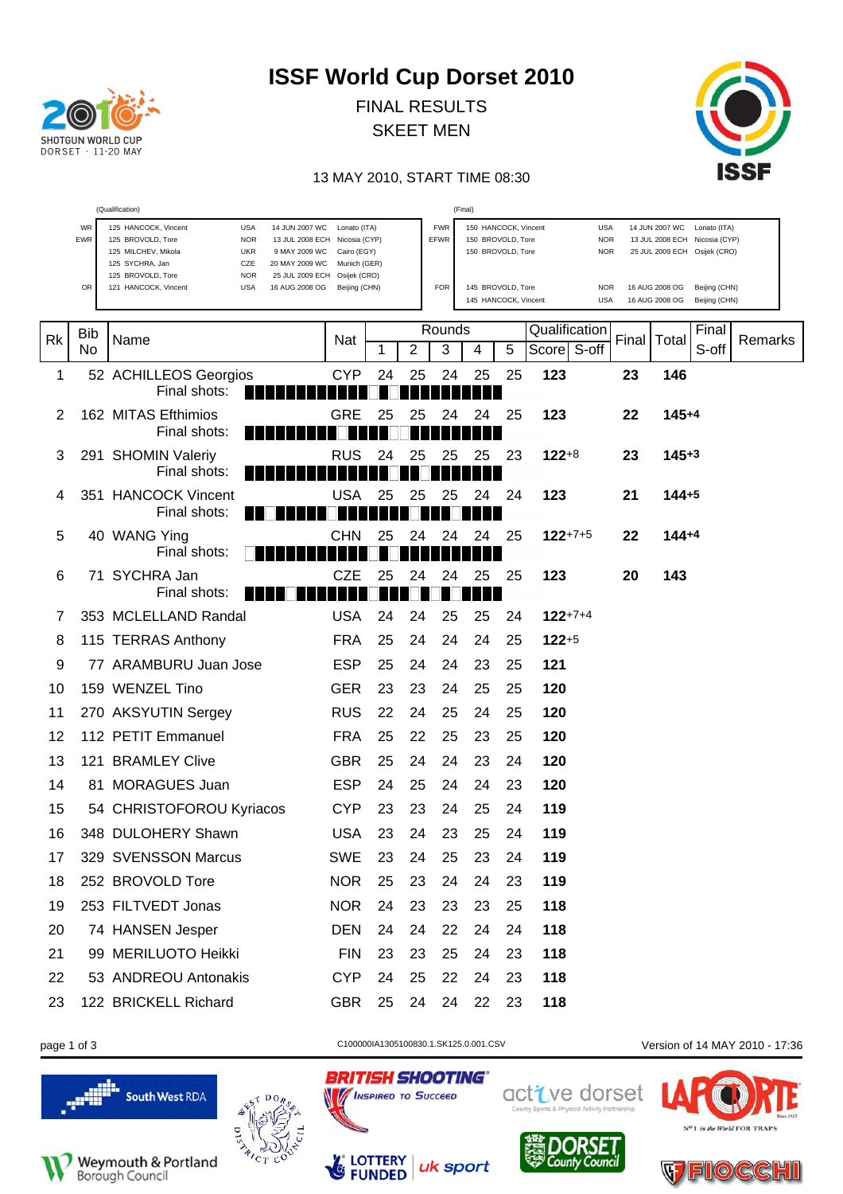# ISSF World Cup Dorset 2010

FINAL RESULTS

SKEET MEN

13 MAY 2010, START TIME 08:30

| (Qualification) | | | | | (Final) | | | | |
|---|---|---|---|---|---|---|---|---|---|
| WR | 125 HANCOCK, Vincent | USA | 14 JUN 2007 WC | Lonato (ITA) | FWR | 150 HANCOCK, Vincent | USA | 14 JUN 2007 WC | Lonato (ITA) |
| EWR | 125 BROVOLD, Tore | NOR | 13 JUL 2008 ECH | Nicosia (CYP) | EFWR | 150 BROVOLD, Tore | NOR | 13 JUL 2008 ECH | Nicosia (CYP) |
| | 125 MILCHEV, Mikola | UKR | 9 MAY 2009 WC | Cairo (EGY) | | 150 BROVOLD, Tore | NOR | 25 JUL 2009 ECH | Osijek (CRO) |
| | 125 SYCHRA, Jan | CZE | 20 MAY 2009 WC | Munich (GER) | | | | | |
| | 125 BROVOLD, Tore | NOR | 25 JUL 2009 ECH | Osijek (CRO) | | | | | |
| OR | 121 HANCOCK, Vincent | USA | 16 AUG 2008 OG | Beijing (CHN) | FOR | 145 BROVOLD, Tore | NOR | 16 AUG 2008 OG | Beijing (CHN) |
| | | | | | | 145 HANCOCK, Vincent | USA | 16 AUG 2008 OG | Beijing (CHN) |

| Rk | Bib No | Name | Nat | Rounds 1 | 2 | 3 | 4 | 5 | Qualification Score | S-off | Final | Total | Final S-off | Remarks |
|---|---|---|---|---|---|---|---|---|---|---|---|---|---|---|
| 1 | 52 | ACHILLEOS Georgios | CYP | 24 | 25 | 24 | 25 | 25 | 123 | | 23 | 146 | | |
| 2 | 162 | MITAS Efthimios | GRE | 25 | 25 | 24 | 24 | 25 | 123 | | 22 | 145 | +4 | |
| 3 | 291 | SHOMIN Valeriy | RUS | 24 | 25 | 25 | 25 | 23 | 122 | +8 | 23 | 145 | +3 | |
| 4 | 351 | HANCOCK Vincent | USA | 25 | 25 | 25 | 24 | 24 | 123 | | 21 | 144 | +5 | |
| 5 | 40 | WANG Ying | CHN | 25 | 24 | 24 | 24 | 25 | 122 | +7+5 | 22 | 144 | +4 | |
| 6 | 71 | SYCHRA Jan | CZE | 25 | 24 | 24 | 25 | 25 | 123 | | 20 | 143 | | |
| 7 | 353 | MCLELLAND Randal | USA | 24 | 24 | 25 | 25 | 24 | 122 | +7+4 | | | | |
| 8 | 115 | TERRAS Anthony | FRA | 25 | 24 | 24 | 24 | 25 | 122 | +5 | | | | |
| 9 | 77 | ARAMBURU Juan Jose | ESP | 25 | 24 | 24 | 23 | 25 | 121 | | | | | |
| 10 | 159 | WENZEL Tino | GER | 23 | 23 | 24 | 25 | 25 | 120 | | | | | |
| 11 | 270 | AKSYUTIN Sergey | RUS | 22 | 24 | 25 | 24 | 25 | 120 | | | | | |
| 12 | 112 | PETIT Emmanuel | FRA | 25 | 22 | 25 | 23 | 25 | 120 | | | | | |
| 13 | 121 | BRAMLEY Clive | GBR | 25 | 24 | 24 | 23 | 24 | 120 | | | | | |
| 14 | 81 | MORAGUES Juan | ESP | 24 | 25 | 24 | 24 | 23 | 120 | | | | | |
| 15 | 54 | CHRISTOFOROU Kyriacos | CYP | 23 | 23 | 24 | 25 | 24 | 119 | | | | | |
| 16 | 348 | DULOHERY Shawn | USA | 23 | 24 | 23 | 25 | 24 | 119 | | | | | |
| 17 | 329 | SVENSSON Marcus | SWE | 23 | 24 | 25 | 23 | 24 | 119 | | | | | |
| 18 | 252 | BROVOLD Tore | NOR | 25 | 23 | 24 | 24 | 23 | 119 | | | | | |
| 19 | 253 | FILTVEDT Jonas | NOR | 24 | 23 | 23 | 23 | 25 | 118 | | | | | |
| 20 | 74 | HANSEN Jesper | DEN | 24 | 24 | 22 | 24 | 24 | 118 | | | | | |
| 21 | 99 | MERILUOTO Heikki | FIN | 23 | 23 | 25 | 24 | 23 | 118 | | | | | |
| 22 | 53 | ANDREOU Antonakis | CYP | 24 | 25 | 22 | 24 | 23 | 118 | | | | | |
| 23 | 122 | BRICKELL Richard | GBR | 25 | 24 | 24 | 22 | 23 | 118 | | | | | |

C100000IA1305100830.1.SK125.0.001.CSV

Version of 14 MAY 2010 - 17:36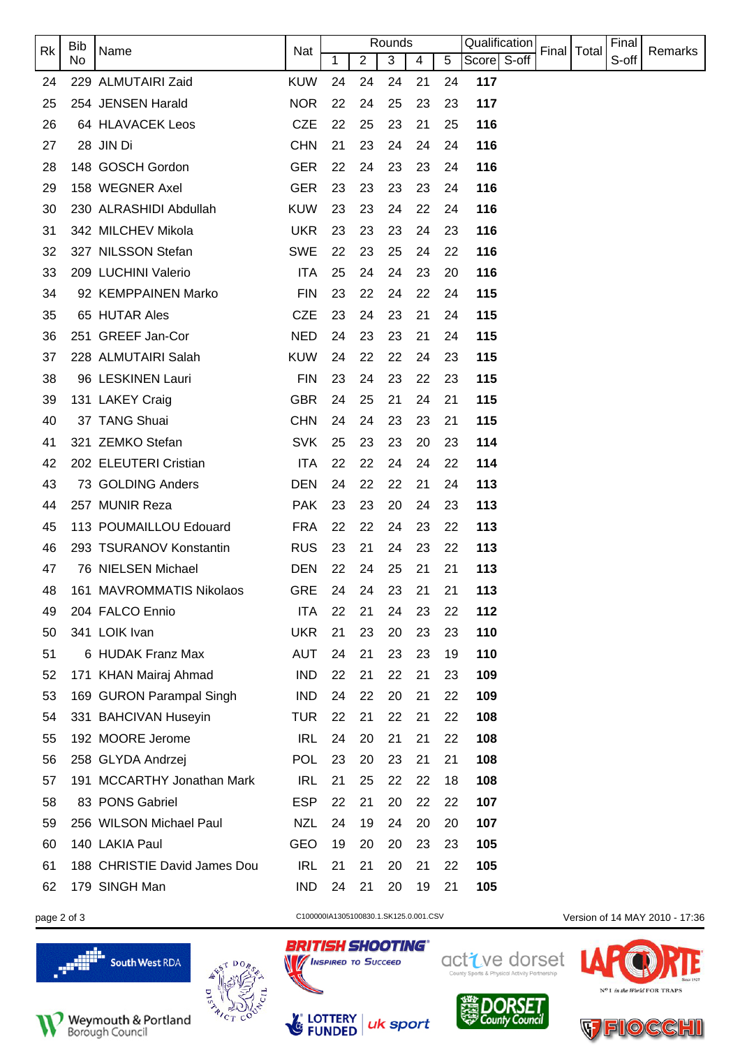| Rk | Bib No | Name | Nat | Rounds | | | | | Qualification | | Final | Total | Final S-off | Remarks |
|---|---|---|---|---|---|---|---|---|---|---|---|---|---|---|
| | | | | 1 | 2 | 3 | 4 | 5 | Score | S-off | | | | |
| 24 | 229 | ALMUTAIRI Zaid | KUW | 24 | 24 | 24 | 21 | 24 | **117** | | | | | |
| 25 | 254 | JENSEN Harald | NOR | 22 | 24 | 25 | 23 | 23 | **117** | | | | | |
| 26 | 64 | HLAVACEK Leos | CZE | 22 | 25 | 23 | 21 | 25 | **116** | | | | | |
| 27 | 28 | JIN Di | CHN | 21 | 23 | 24 | 24 | 24 | **116** | | | | | |
| 28 | 148 | GOSCH Gordon | GER | 22 | 24 | 23 | 23 | 24 | **116** | | | | | |
| 29 | 158 | WEGNER Axel | GER | 23 | 23 | 23 | 23 | 24 | **116** | | | | | |
| 30 | 230 | ALRASHIDI Abdullah | KUW | 23 | 23 | 24 | 22 | 24 | **116** | | | | | |
| 31 | 342 | MILCHEV Mikola | UKR | 23 | 23 | 23 | 24 | 23 | **116** | | | | | |
| 32 | 327 | NILSSON Stefan | SWE | 22 | 23 | 25 | 24 | 22 | **116** | | | | | |
| 33 | 209 | LUCHINI Valerio | ITA | 25 | 24 | 24 | 23 | 20 | **116** | | | | | |
| 34 | 92 | KEMPPAINEN Marko | FIN | 23 | 22 | 24 | 22 | 24 | **115** | | | | | |
| 35 | 65 | HUTAR Ales | CZE | 23 | 24 | 23 | 21 | 24 | **115** | | | | | |
| 36 | 251 | GREEF Jan-Cor | NED | 24 | 23 | 23 | 21 | 24 | **115** | | | | | |
| 37 | 228 | ALMUTAIRI Salah | KUW | 24 | 22 | 22 | 24 | 23 | **115** | | | | | |
| 38 | 96 | LESKINEN Lauri | FIN | 23 | 24 | 23 | 22 | 23 | **115** | | | | | |
| 39 | 131 | LAKEY Craig | GBR | 24 | 25 | 21 | 24 | 21 | **115** | | | | | |
| 40 | 37 | TANG Shuai | CHN | 24 | 24 | 23 | 23 | 21 | **115** | | | | | |
| 41 | 321 | ZEMKO Stefan | SVK | 25 | 23 | 23 | 20 | 23 | **114** | | | | | |
| 42 | 202 | ELEUTERI Cristian | ITA | 22 | 22 | 24 | 24 | 22 | **114** | | | | | |
| 43 | 73 | GOLDING Anders | DEN | 24 | 22 | 22 | 21 | 24 | **113** | | | | | |
| 44 | 257 | MUNIR Reza | PAK | 23 | 23 | 20 | 24 | 23 | **113** | | | | | |
| 45 | 113 | POUMAILLOU Edouard | FRA | 22 | 22 | 24 | 23 | 22 | **113** | | | | | |
| 46 | 293 | TSURANOV Konstantin | RUS | 23 | 21 | 24 | 23 | 22 | **113** | | | | | |
| 47 | 76 | NIELSEN Michael | DEN | 22 | 24 | 25 | 21 | 21 | **113** | | | | | |
| 48 | 161 | MAVROMMATIS Nikolaos | GRE | 24 | 24 | 23 | 21 | 21 | **113** | | | | | |
| 49 | 204 | FALCO Ennio | ITA | 22 | 21 | 24 | 23 | 22 | **112** | | | | | |
| 50 | 341 | LOIK Ivan | UKR | 21 | 23 | 20 | 23 | 23 | **110** | | | | | |
| 51 | 6 | HUDAK Franz Max | AUT | 24 | 21 | 23 | 23 | 19 | **110** | | | | | |
| 52 | 171 | KHAN Mairaj Ahmad | IND | 22 | 21 | 22 | 21 | 23 | **109** | | | | | |
| 53 | 169 | GURON Parampal Singh | IND | 24 | 22 | 20 | 21 | 22 | **109** | | | | | |
| 54 | 331 | BAHCIVAN Huseyin | TUR | 22 | 21 | 22 | 21 | 22 | **108** | | | | | |
| 55 | 192 | MOORE Jerome | IRL | 24 | 20 | 21 | 21 | 22 | **108** | | | | | |
| 56 | 258 | GLYDA Andrzej | POL | 23 | 20 | 23 | 21 | 21 | **108** | | | | | |
| 57 | 191 | MCCARTHY Jonathan Mark | IRL | 21 | 25 | 22 | 22 | 18 | **108** | | | | | |
| 58 | 83 | PONS Gabriel | ESP | 22 | 21 | 20 | 22 | 22 | **107** | | | | | |
| 59 | 256 | WILSON Michael Paul | NZL | 24 | 19 | 24 | 20 | 20 | **107** | | | | | |
| 60 | 140 | LAKIA Paul | GEO | 19 | 20 | 20 | 23 | 23 | **105** | | | | | |
| 61 | 188 | CHRISTIE David James Dou | IRL | 21 | 21 | 20 | 21 | 22 | **105** | | | | | |
| 62 | 179 | SINGH Man | IND | 24 | 21 | 20 | 19 | 21 | **105** | | | | | |

C100000IA1305100830.1.SK125.0.001.CSV

Version of 14 MAY 2010 - 17:36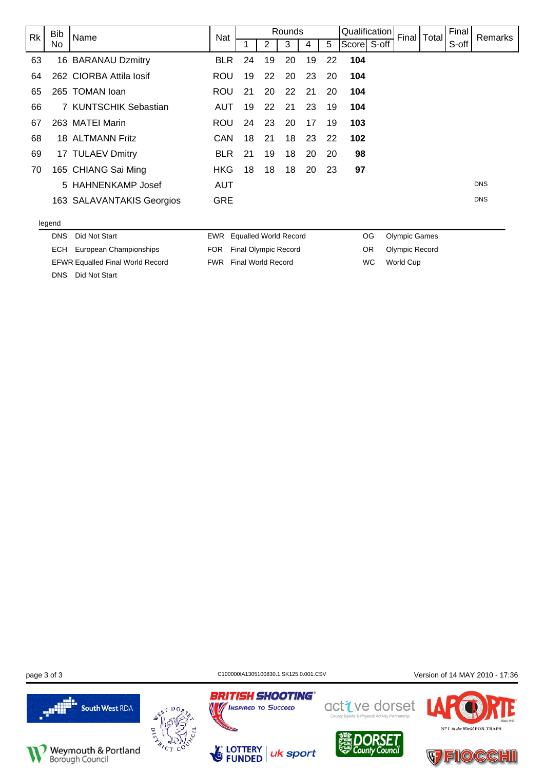| Rk | Bib No | Name | Nat | Rounds | | | | | Qualification | | Final | Total | Final S-off | Remarks |
|---|---|---|---|---|---|---|---|---|---|---|---|---|---|---|
| | | | | 1 | 2 | 3 | 4 | 5 | Score | S-off | | | | |
| 63 | 16 | BARANAU Dzmitry | BLR | 24 | 19 | 20 | 19 | 22 | **104** | | | | | |
| 64 | 262 | CIORBA Attila Iosif | ROU | 19 | 22 | 20 | 23 | 20 | **104** | | | | | |
| 65 | 265 | TOMAN Ioan | ROU | 21 | 20 | 22 | 21 | 20 | **104** | | | | | |
| 66 | 7 | KUNTSCHIK Sebastian | AUT | 19 | 22 | 21 | 23 | 19 | **104** | | | | | |
| 67 | 263 | MATEI Marin | ROU | 24 | 23 | 20 | 17 | 19 | **103** | | | | | |
| 68 | 18 | ALTMANN Fritz | CAN | 18 | 21 | 18 | 23 | 22 | **102** | | | | | |
| 69 | 17 | TULAEV Dmitry | BLR | 21 | 19 | 18 | 20 | 20 | **98** | | | | | |
| 70 | 165 | CHIANG Sai Ming | HKG | 18 | 18 | 18 | 20 | 23 | **97** | | | | | |
| | 5 | HAHNENKAMP Josef | AUT | | | | | | | | | | | DNS |
| | 163 | SALAVANTAKIS Georgios | GRE | | | | | | | | | | | DNS |

legend

| | | | | | |
|---|---|---|---|---|---|
| DNS | Did Not Start | EWR | Equalled World Record | OG | Olympic Games |
| ECH | European Championships | FOR | Final Olympic Record | OR | Olympic Record |
| EFWR | Equalled Final World Record | FWR | Final World Record | WC | World Cup |
| DNS | Did Not Start | | | | |

C100000IA1305100830.1.SK125.0.001.CSV

Version of 14 MAY 2010 - 17:36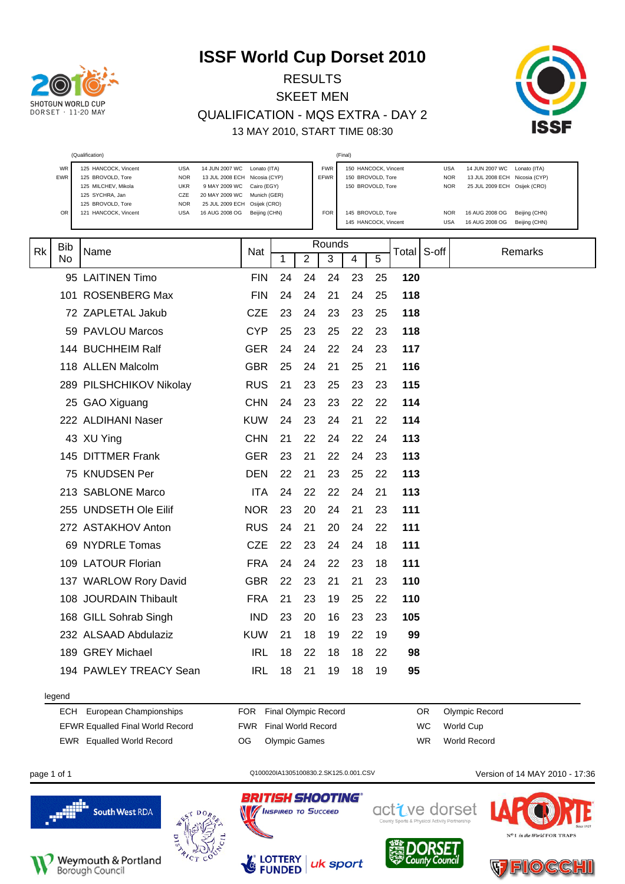# ISSF World Cup Dorset 2010

RESULTS
SKEET MEN
QUALIFICATION - MQS EXTRA - DAY 2
13 MAY 2010, START TIME 08:30

(Qualification)

| | | | | | |
|---|---|---|---|---|---|
| WR | 125 HANCOCK, Vincent | USA | 14 JUN 2007 WC | Lonato (ITA) |
| EWR | 125 BROVOLD, Tore | NOR | 13 JUL 2008 ECH | Nicosia (CYP) |
| | 125 MILCHEV, Mikola | UKR | 9 MAY 2009 WC | Cairo (EGY) |
| | 125 SYCHRA, Jan | CZE | 20 MAY 2009 WC | Munich (GER) |
| | 125 BROVOLD, Tore | NOR | 25 JUL 2009 ECH | Osijek (CRO) |
| OR | 121 HANCOCK, Vincent | USA | 16 AUG 2008 OG | Beijing (CHN) |

(Final)

| | | | | |
|---|---|---|---|---|
| FWR | 150 HANCOCK, Vincent | USA | 14 JUN 2007 WC | Lonato (ITA) |
| EFWR | 150 BROVOLD, Tore | NOR | 13 JUL 2008 ECH | Nicosia (CYP) |
| | 150 BROVOLD, Tore | NOR | 25 JUL 2009 ECH | Osijek (CRO) |
| FOR | 145 BROVOLD, Tore | NOR | 16 AUG 2008 OG | Beijing (CHN) |
| | 145 HANCOCK, Vincent | USA | 16 AUG 2008 OG | Beijing (CHN) |

| Rk | Bib No | Name | Nat | Rounds 1 | 2 | 3 | 4 | 5 | Total | S-off | Remarks |
|---|---|---|---|---|---|---|---|---|---|---|---|
| | 95 | LAITINEN Timo | FIN | 24 | 24 | 24 | 23 | 25 | **120** | | |
| | 101 | ROSENBERG Max | FIN | 24 | 24 | 21 | 24 | 25 | **118** | | |
| | 72 | ZAPLETAL Jakub | CZE | 23 | 24 | 23 | 23 | 25 | **118** | | |
| | 59 | PAVLOU Marcos | CYP | 25 | 23 | 25 | 22 | 23 | **118** | | |
| | 144 | BUCHHEIM Ralf | GER | 24 | 24 | 22 | 24 | 23 | **117** | | |
| | 118 | ALLEN Malcolm | GBR | 25 | 24 | 21 | 25 | 21 | **116** | | |
| | 289 | PILSHCHIKOV Nikolay | RUS | 21 | 23 | 25 | 23 | 23 | **115** | | |
| | 25 | GAO Xiguang | CHN | 24 | 23 | 23 | 22 | 22 | **114** | | |
| | 222 | ALDIHANI Naser | KUW | 24 | 23 | 24 | 21 | 22 | **114** | | |
| | 43 | XU Ying | CHN | 21 | 22 | 24 | 22 | 24 | **113** | | |
| | 145 | DITTMER Frank | GER | 23 | 21 | 22 | 24 | 23 | **113** | | |
| | 75 | KNUDSEN Per | DEN | 22 | 21 | 23 | 25 | 22 | **113** | | |
| | 213 | SABLONE Marco | ITA | 24 | 22 | 22 | 24 | 21 | **113** | | |
| | 255 | UNDSETH Ole Eilif | NOR | 23 | 20 | 24 | 21 | 23 | **111** | | |
| | 272 | ASTAKHOV Anton | RUS | 24 | 21 | 20 | 24 | 22 | **111** | | |
| | 69 | NYDRLE Tomas | CZE | 22 | 23 | 24 | 24 | 18 | **111** | | |
| | 109 | LATOUR Florian | FRA | 24 | 24 | 22 | 23 | 18 | **111** | | |
| | 137 | WARLOW Rory David | GBR | 22 | 23 | 21 | 21 | 23 | **110** | | |
| | 108 | JOURDAIN Thibault | FRA | 21 | 23 | 19 | 25 | 22 | **110** | | |
| | 168 | GILL Sohrab Singh | IND | 23 | 20 | 16 | 23 | 23 | **105** | | |
| | 232 | ALSAAD Abdulaziz | KUW | 21 | 18 | 19 | 22 | 19 | **99** | | |
| | 189 | GREY Michael | IRL | 18 | 22 | 18 | 18 | 22 | **98** | | |
| | 194 | PAWLEY TREACY Sean | IRL | 18 | 21 | 19 | 18 | 19 | **95** | | |

legend

| | | | | | |
|---|---|---|---|---|---|
| ECH | European Championships | FOR | Final Olympic Record | OR | Olympic Record |
| EFWR | Equalled Final World Record | FWR | Final World Record | WC | World Cup |
| EWR | Equalled World Record | OG | Olympic Games | WR | World Record |

Q100020IA1305100830.2.SK125.0.001.CSV

Version of 14 MAY 2010 - 17:36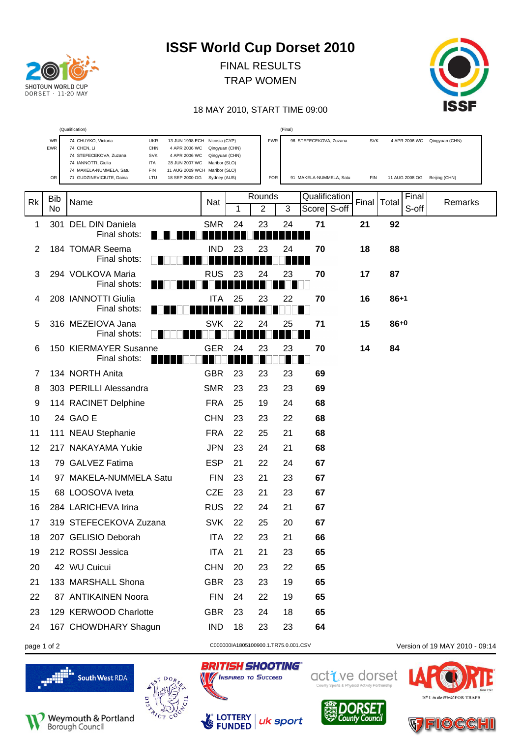# ISSF World Cup Dorset 2010

FINAL RESULTS
TRAP WOMEN

18 MAY 2010, START TIME 09:00

(Qualification)

| | | | | |
|---|---|---|---|---|
| WR | 74 CHUYKO, Victoria | UKR | 13 JUN 1998 ECH | Nicosia (CYP) |
| EWR | 74 CHEN, Li | CHN | 4 APR 2006 WC | Qingyuan (CHN) |
| | 74 STEFECEKOVA, Zuzana | SVK | 4 APR 2006 WC | Qingyuan (CHN) |
| | 74 IANNOTTI, Giulia | ITA | 28 JUN 2007 WC | Maribor (SLO) |
| | 74 MAKELA-NUMMELA, Satu | FIN | 11 AUG 2009 WCH | Maribor (SLO) |
| OR | 71 GUDZINEVICIUTE, Daina | LTU | 18 SEP 2000 OG | Sydney (AUS) |

(Final)

| | | | | |
|---|---|---|---|---|
| FWR | 96 STEFECEKOVA, Zuzana | SVK | 4 APR 2006 WC | Qingyuan (CHN) |
| FOR | 91 MAKELA-NUMMELA, Satu | FIN | 11 AUG 2008 OG | Beijing (CHN) |

| Rk | Bib No | Name | Nat | Rounds 1 | Rounds 2 | Rounds 3 | Qualification Score | Qualification S-off | Final | Total | Final S-off | Remarks |
|---|---|---|---|---|---|---|---|---|---|---|---|---|
| 1 | 301 | DEL DIN Daniela | SMR | 24 | 23 | 24 | 71 | | 21 | 92 | | |
| 2 | 184 | TOMAR Seema | IND | 23 | 23 | 24 | 70 | | 18 | 88 | | |
| 3 | 294 | VOLKOVA Maria | RUS | 23 | 24 | 23 | 70 | | 17 | 87 | | |
| 4 | 208 | IANNOTTI Giulia | ITA | 25 | 23 | 22 | 70 | | 16 | 86+1 | | |
| 5 | 316 | MEZEIOVA Jana | SVK | 22 | 24 | 25 | 71 | | 15 | 86+0 | | |
| 6 | 150 | KIERMAYER Susanne | GER | 24 | 23 | 23 | 70 | | 14 | 84 | | |
| 7 | 134 | NORTH Anita | GBR | 23 | 23 | 23 | 69 | | | | | |
| 8 | 303 | PERILLI Alessandra | SMR | 23 | 23 | 23 | 69 | | | | | |
| 9 | 114 | RACINET Delphine | FRA | 25 | 19 | 24 | 68 | | | | | |
| 10 | 24 | GAO E | CHN | 23 | 23 | 22 | 68 | | | | | |
| 11 | 111 | NEAU Stephanie | FRA | 22 | 25 | 21 | 68 | | | | | |
| 12 | 217 | NAKAYAMA Yukie | JPN | 23 | 24 | 21 | 68 | | | | | |
| 13 | 79 | GALVEZ Fatima | ESP | 21 | 22 | 24 | 67 | | | | | |
| 14 | 97 | MAKELA-NUMMELA Satu | FIN | 23 | 21 | 23 | 67 | | | | | |
| 15 | 68 | LOOSOVA Iveta | CZE | 23 | 21 | 23 | 67 | | | | | |
| 16 | 284 | LARICHEVA Irina | RUS | 22 | 24 | 21 | 67 | | | | | |
| 17 | 319 | STEFECEKOVA Zuzana | SVK | 22 | 25 | 20 | 67 | | | | | |
| 18 | 207 | GELISIO Deborah | ITA | 22 | 23 | 21 | 66 | | | | | |
| 19 | 212 | ROSSI Jessica | ITA | 21 | 21 | 23 | 65 | | | | | |
| 20 | 42 | WU Cuicui | CHN | 20 | 23 | 22 | 65 | | | | | |
| 21 | 133 | MARSHALL Shona | GBR | 23 | 23 | 19 | 65 | | | | | |
| 22 | 87 | ANTIKAINEN Noora | FIN | 24 | 22 | 19 | 65 | | | | | |
| 23 | 129 | KERWOOD Charlotte | GBR | 23 | 24 | 18 | 65 | | | | | |
| 24 | 167 | CHOWDHARY Shagun | IND | 18 | 23 | 23 | 64 | | | | | |

C000000IA1805100900.1.TR75.0.001.CSV

Version of 19 MAY 2010 - 09:14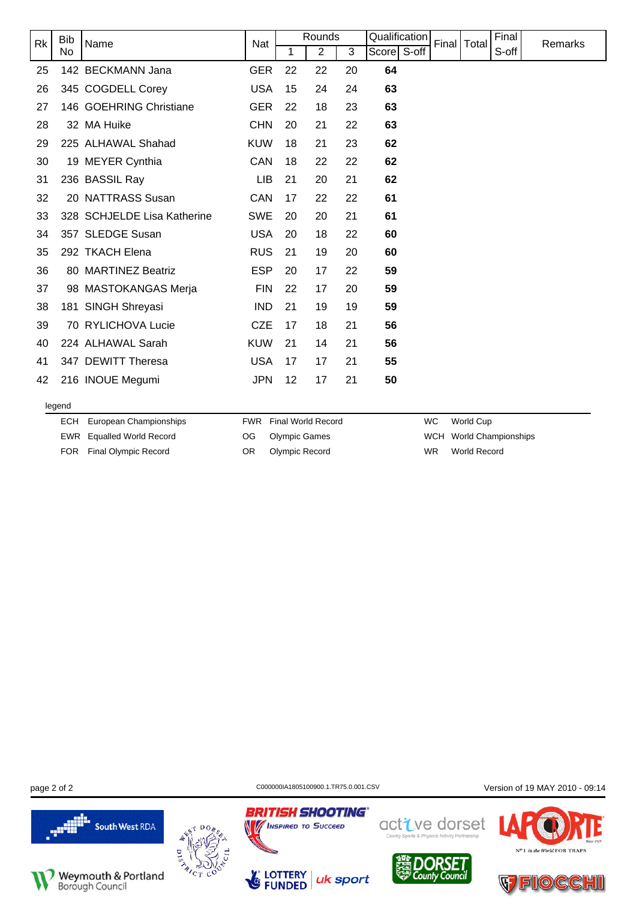| Rk | Bib No | Name | Nat | Rounds | | | Qualification | | Final | Total | Final S-off | Remarks |
|---|---|---|---|---|---|---|---|---|---|---|---|---|
| | | | | 1 | 2 | 3 | Score | S-off | | | | |
| 25 | 142 | BECKMANN Jana | GER | 22 | 22 | 20 | **64** | | | | | |
| 26 | 345 | COGDELL Corey | USA | 15 | 24 | 24 | **63** | | | | | |
| 27 | 146 | GOEHRING Christiane | GER | 22 | 18 | 23 | **63** | | | | | |
| 28 | 32 | MA Huike | CHN | 20 | 21 | 22 | **63** | | | | | |
| 29 | 225 | ALHAWAL Shahad | KUW | 18 | 21 | 23 | **62** | | | | | |
| 30 | 19 | MEYER Cynthia | CAN | 18 | 22 | 22 | **62** | | | | | |
| 31 | 236 | BASSIL Ray | LIB | 21 | 20 | 21 | **62** | | | | | |
| 32 | 20 | NATTRASS Susan | CAN | 17 | 22 | 22 | **61** | | | | | |
| 33 | 328 | SCHJELDE Lisa Katherine | SWE | 20 | 20 | 21 | **61** | | | | | |
| 34 | 357 | SLEDGE Susan | USA | 20 | 18 | 22 | **60** | | | | | |
| 35 | 292 | TKACH Elena | RUS | 21 | 19 | 20 | **60** | | | | | |
| 36 | 80 | MARTINEZ Beatriz | ESP | 20 | 17 | 22 | **59** | | | | | |
| 37 | 98 | MASTOKANGAS Merja | FIN | 22 | 17 | 20 | **59** | | | | | |
| 38 | 181 | SINGH Shreyasi | IND | 21 | 19 | 19 | **59** | | | | | |
| 39 | 70 | RYLICHOVA Lucie | CZE | 17 | 18 | 21 | **56** | | | | | |
| 40 | 224 | ALHAWAL Sarah | KUW | 21 | 14 | 21 | **56** | | | | | |
| 41 | 347 | DEWITT Theresa | USA | 17 | 17 | 21 | **55** | | | | | |
| 42 | 216 | INOUE Megumi | JPN | 12 | 17 | 21 | **50** | | | | | |

legend

| | | | | | |
|---|---|---|---|---|---|
| ECH | European Championships | FWR | Final World Record | WC | World Cup |
| EWR | Equalled World Record | OG | Olympic Games | WCH | World Championships |
| FOR | Final Olympic Record | OR | Olympic Record | WR | World Record |

C000000IA1805100900.1.TR75.0.001.CSV

Version of 19 MAY 2010 - 09:14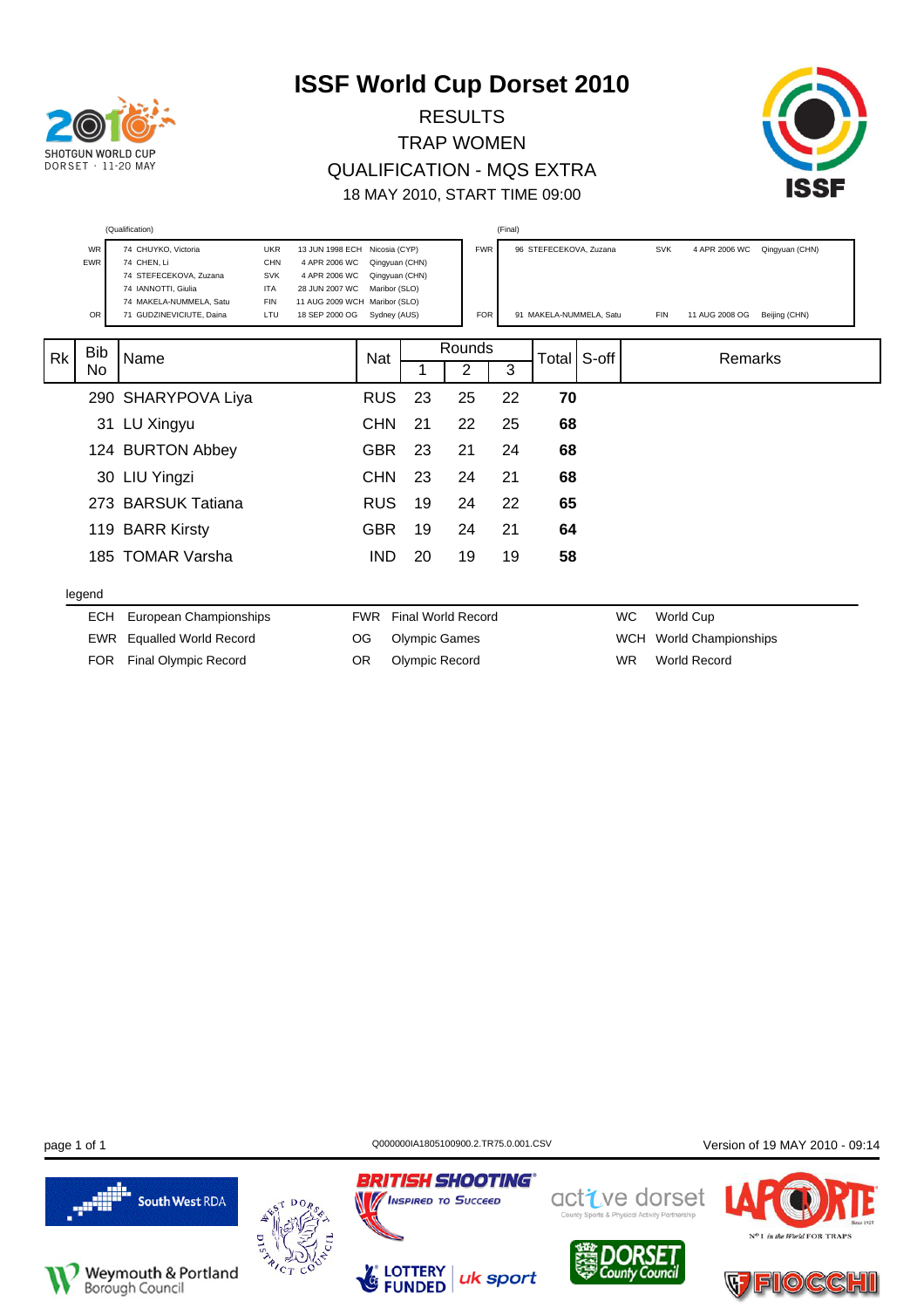# ISSF World Cup Dorset 2010

## RESULTS

## TRAP WOMEN

## QUALIFICATION - MQS EXTRA

18 MAY 2010, START TIME 09:00

(Qualification)

| | | | | |
|---|---|---|---|---|
| WR | 74 CHUYKO, Victoria | UKR | 13 JUN 1998 ECH | Nicosia (CYP) |
| EWR | 74 CHEN, Li | CHN | 4 APR 2006 WC | Qingyuan (CHN) |
| | 74 STEFECEKOVA, Zuzana | SVK | 4 APR 2006 WC | Qingyuan (CHN) |
| | 74 IANNOTTI, Giulia | ITA | 28 JUN 2007 WC | Maribor (SLO) |
| | 74 MAKELA-NUMMELA, Satu | FIN | 11 AUG 2009 WCH | Maribor (SLO) |
| OR | 71 GUDZINEVICIUTE, Daina | LTU | 18 SEP 2000 OG | Sydney (AUS) |

(Final)

| | | | | |
|---|---|---|---|---|
| FWR | 96 STEFECEKOVA, Zuzana | SVK | 4 APR 2006 WC | Qingyuan (CHN) |
| FOR | 91 MAKELA-NUMMELA, Satu | FIN | 11 AUG 2008 OG | Beijing (CHN) |

| Rk | Bib No | Name | Nat | Rounds 1 | 2 | 3 | Total | S-off | Remarks |
|---|---|---|---|---|---|---|---|---|---|
| | 290 | SHARYPOVA Liya | RUS | 23 | 25 | 22 | **70** | | |
| | 31 | LU Xingyu | CHN | 21 | 22 | 25 | **68** | | |
| | 124 | BURTON Abbey | GBR | 23 | 21 | 24 | **68** | | |
| | 30 | LIU Yingzi | CHN | 23 | 24 | 21 | **68** | | |
| | 273 | BARSUK Tatiana | RUS | 19 | 24 | 22 | **65** | | |
| | 119 | BARR Kirsty | GBR | 19 | 24 | 21 | **64** | | |
| | 185 | TOMAR Varsha | IND | 20 | 19 | 19 | **58** | | |

legend

| | | | | | |
|---|---|---|---|---|---|
| ECH | European Championships | FWR | Final World Record | WC | World Cup |
| EWR | Equalled World Record | OG | Olympic Games | WCH | World Championships |
| FOR | Final Olympic Record | OR | Olympic Record | WR | World Record |

Q000000IA1805100900.2.TR75.0.001.CSV

Version of 19 MAY 2010 - 09:14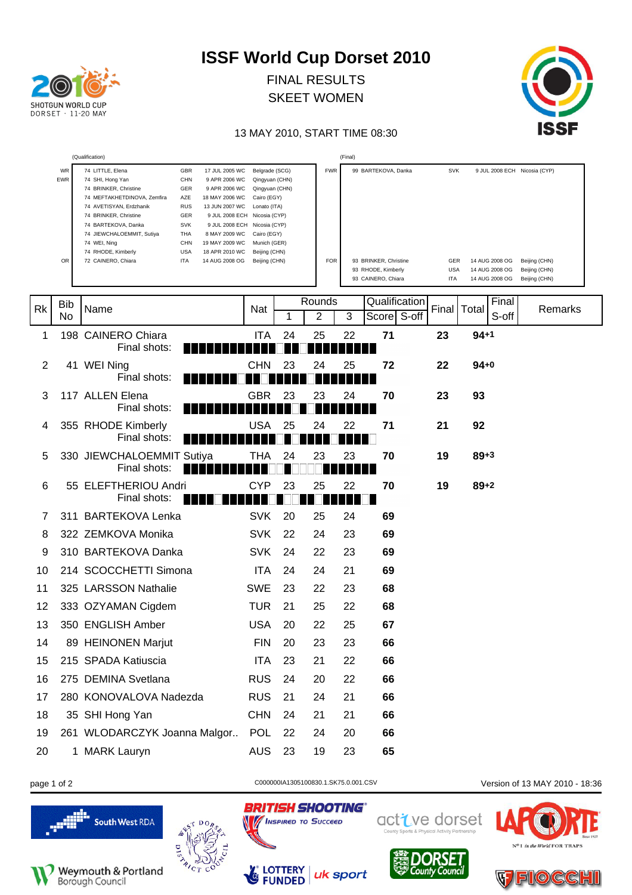# ISSF World Cup Dorset 2010

FINAL RESULTS

SKEET WOMEN

13 MAY 2010, START TIME 08:30

(Qualification)

| | | | | | |
|---|---|---|---|---|---|
| WR | 74 | LITTLE, Elena | GBR | 17 JUL 2005 WC | Belgrade (SCG) |
| EWR | 74 | SHI, Hong Yan | CHN | 9 APR 2006 WC | Qingyuan (CHN) |
| | 74 | BRINKER, Christine | GER | 9 APR 2006 WC | Qingyuan (CHN) |
| | 74 | MEFTAKHETDINOVA, Zemfira | AZE | 18 MAY 2006 WC | Cairo (EGY) |
| | 74 | AVETISYAN, Erdzhanik | RUS | 13 JUN 2007 WC | Lonato (ITA) |
| | 74 | BRINKER, Christine | GER | 9 JUL 2008 ECH | Nicosia (CYP) |
| | 74 | BARTEKOVA, Danka | SVK | 9 JUL 2008 ECH | Nicosia (CYP) |
| | 74 | JIEWCHALOEMMIT, Sutiya | THA | 8 MAY 2009 WC | Cairo (EGY) |
| | 74 | WEI, Ning | CHN | 19 MAY 2009 WC | Munich (GER) |
| | 74 | RHODE, Kimberly | USA | 18 APR 2010 WC | Beijing (CHN) |
| OR | 72 | CAINERO, Chiara | ITA | 14 AUG 2008 OG | Beijing (CHN) |

(Final)

| | | | | | |
|---|---|---|---|---|---|
| FWR | 99 | BARTEKOVA, Danka | SVK | 9 JUL 2008 ECH | Nicosia (CYP) |
| FOR | 93 | BRINKER, Christine | GER | 14 AUG 2008 OG | Beijing (CHN) |
| | 93 | RHODE, Kimberly | USA | 14 AUG 2008 OG | Beijing (CHN) |
| | 93 | CAINERO, Chiara | ITA | 14 AUG 2008 OG | Beijing (CHN) |

| Rk | Bib No | Name | Nat | Rounds 1 | 2 | 3 | Qualification Score | S-off | Final | Total | Final S-off | Remarks |
|---|---|---|---|---|---|---|---|---|---|---|---|---|
| 1 | 198 | CAINERO Chiara | ITA | 24 | 25 | 22 | 71 | | 23 | 94+1 | | |
| 2 | 41 | WEI Ning | CHN | 23 | 24 | 25 | 72 | | 22 | 94+0 | | |
| 3 | 117 | ALLEN Elena | GBR | 23 | 23 | 24 | 70 | | 23 | 93 | | |
| 4 | 355 | RHODE Kimberly | USA | 25 | 24 | 22 | 71 | | 21 | 92 | | |
| 5 | 330 | JIEWCHALOEMMIT Sutiya | THA | 24 | 23 | 23 | 70 | | 19 | 89+3 | | |
| 6 | 55 | ELEFTHERIOU Andri | CYP | 23 | 25 | 22 | 70 | | 19 | 89+2 | | |
| 7 | 311 | BARTEKOVA Lenka | SVK | 20 | 25 | 24 | 69 | | | | | |
| 8 | 322 | ZEMKOVA Monika | SVK | 22 | 24 | 23 | 69 | | | | | |
| 9 | 310 | BARTEKOVA Danka | SVK | 24 | 22 | 23 | 69 | | | | | |
| 10 | 214 | SCOCCHETTI Simona | ITA | 24 | 24 | 21 | 69 | | | | | |
| 11 | 325 | LARSSON Nathalie | SWE | 23 | 22 | 23 | 68 | | | | | |
| 12 | 333 | OZYAMAN Cigdem | TUR | 21 | 25 | 22 | 68 | | | | | |
| 13 | 350 | ENGLISH Amber | USA | 20 | 22 | 25 | 67 | | | | | |
| 14 | 89 | HEINONEN Marjut | FIN | 20 | 23 | 23 | 66 | | | | | |
| 15 | 215 | SPADA Katiuscia | ITA | 23 | 21 | 22 | 66 | | | | | |
| 16 | 275 | DEMINA Svetlana | RUS | 24 | 20 | 22 | 66 | | | | | |
| 17 | 280 | KONOVALOVA Nadezda | RUS | 21 | 24 | 21 | 66 | | | | | |
| 18 | 35 | SHI Hong Yan | CHN | 24 | 21 | 21 | 66 | | | | | |
| 19 | 261 | WLODARCZYK Joanna Malgor.. | POL | 22 | 24 | 20 | 66 | | | | | |
| 20 | 1 | MARK Lauryn | AUS | 23 | 19 | 23 | 65 | | | | | |

C000000IA1305100830.1.SK75.0.001.CSV

Version of 13 MAY 2010 - 18:36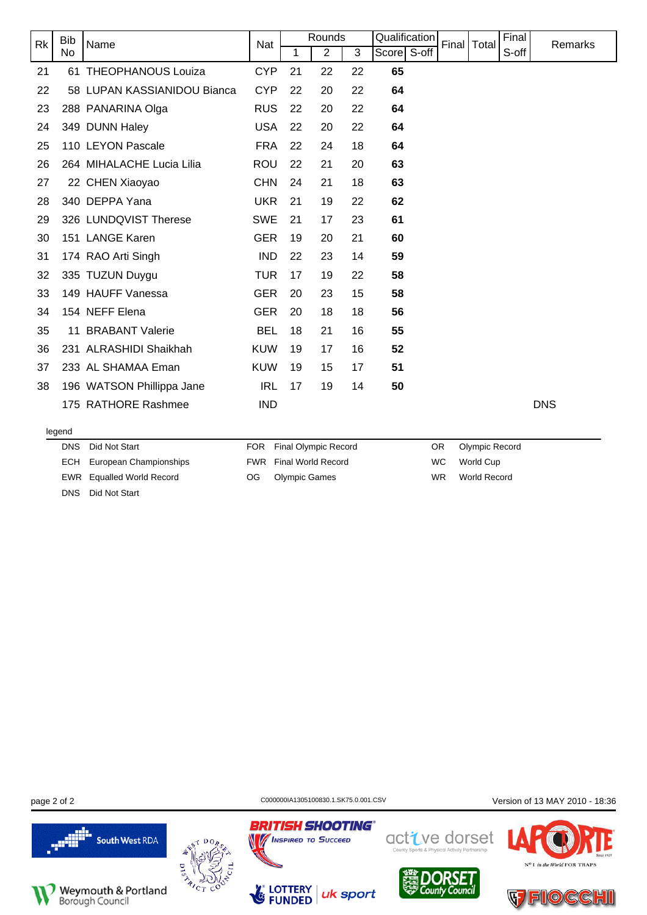| Rk | Bib No | Name | Nat | Rounds | | | Qualification | | Final | Total | Final S-off | Remarks |
|---|---|---|---|---|---|---|---|---|---|---|---|---|
| | | | | 1 | 2 | 3 | Score | S-off | | | | |
| 21 | 61 | THEOPHANOUS Louiza | CYP | 21 | 22 | 22 | **65** | | | | | |
| 22 | 58 | LUPAN KASSIANIDOU Bianca | CYP | 22 | 20 | 22 | **64** | | | | | |
| 23 | 288 | PANARINA Olga | RUS | 22 | 20 | 22 | **64** | | | | | |
| 24 | 349 | DUNN Haley | USA | 22 | 20 | 22 | **64** | | | | | |
| 25 | 110 | LEYON Pascale | FRA | 22 | 24 | 18 | **64** | | | | | |
| 26 | 264 | MIHALACHE Lucia Lilia | ROU | 22 | 21 | 20 | **63** | | | | | |
| 27 | 22 | CHEN Xiaoyao | CHN | 24 | 21 | 18 | **63** | | | | | |
| 28 | 340 | DEPPA Yana | UKR | 21 | 19 | 22 | **62** | | | | | |
| 29 | 326 | LUNDQVIST Therese | SWE | 21 | 17 | 23 | **61** | | | | | |
| 30 | 151 | LANGE Karen | GER | 19 | 20 | 21 | **60** | | | | | |
| 31 | 174 | RAO Arti Singh | IND | 22 | 23 | 14 | **59** | | | | | |
| 32 | 335 | TUZUN Duygu | TUR | 17 | 19 | 22 | **58** | | | | | |
| 33 | 149 | HAUFF Vanessa | GER | 20 | 23 | 15 | **58** | | | | | |
| 34 | 154 | NEFF Elena | GER | 20 | 18 | 18 | **56** | | | | | |
| 35 | 11 | BRABANT Valerie | BEL | 18 | 21 | 16 | **55** | | | | | |
| 36 | 231 | ALRASHIDI Shaikhah | KUW | 19 | 17 | 16 | **52** | | | | | |
| 37 | 233 | AL SHAMAA Eman | KUW | 19 | 15 | 17 | **51** | | | | | |
| 38 | 196 | WATSON Phillippa Jane | IRL | 17 | 19 | 14 | **50** | | | | | |
| | 175 | RATHORE Rashmee | IND | | | | | | | | | DNS |

legend

| | | | | | |
|---|---|---|---|---|---|
| DNS | Did Not Start | FOR | Final Olympic Record | OR | Olympic Record |
| ECH | European Championships | FWR | Final World Record | WC | World Cup |
| EWR | Equalled World Record | OG | Olympic Games | WR | World Record |
| DNS | Did Not Start | | | | |

C000000IA1305100830.1.SK75.0.001.CSV

Version of 13 MAY 2010 - 18:36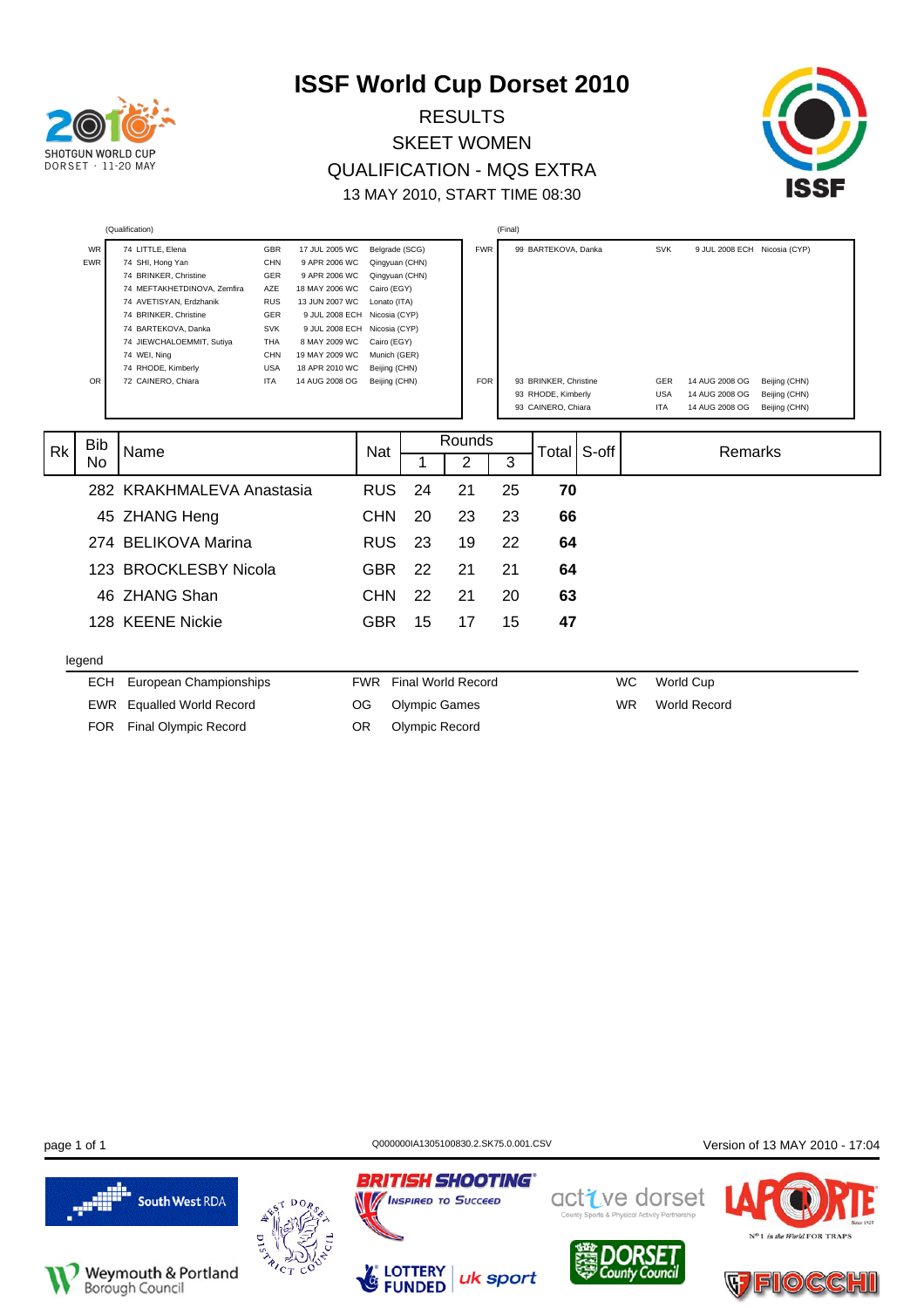# ISSF World Cup Dorset 2010

## RESULTS
## SKEET WOMEN
## QUALIFICATION - MQS EXTRA

13 MAY 2010, START TIME 08:30

(Qualification)

| | | | | | |
|---|---|---|---|---|---|
| WR | 74 LITTLE, Elena | GBR | 17 JUL 2005 WC | Belgrade (SCG) |
| EWR | 74 SHI, Hong Yan | CHN | 9 APR 2006 WC | Qingyuan (CHN) |
| | 74 BRINKER, Christine | GER | 9 APR 2006 WC | Qingyuan (CHN) |
| | 74 MEFTAKHETDINOVA, Zemfira | AZE | 18 MAY 2006 WC | Cairo (EGY) |
| | 74 AVETISYAN, Erdzhanik | RUS | 13 JUN 2007 WC | Lonato (ITA) |
| | 74 BRINKER, Christine | GER | 9 JUL 2008 ECH | Nicosia (CYP) |
| | 74 BARTEKOVA, Danka | SVK | 9 JUL 2008 ECH | Nicosia (CYP) |
| | 74 JIEWCHALOEMMIT, Sutiya | THA | 8 MAY 2009 WC | Cairo (EGY) |
| | 74 WEI, Ning | CHN | 19 MAY 2009 WC | Munich (GER) |
| | 74 RHODE, Kimberly | USA | 18 APR 2010 WC | Beijing (CHN) |
| OR | 72 CAINERO, Chiara | ITA | 14 AUG 2008 OG | Beijing (CHN) |

(Final)

| | | | | |
|---|---|---|---|---|
| FWR | 99 BARTEKOVA, Danka | SVK | 9 JUL 2008 ECH | Nicosia (CYP) |
| FOR | 93 BRINKER, Christine | GER | 14 AUG 2008 OG | Beijing (CHN) |
| | 93 RHODE, Kimberly | USA | 14 AUG 2008 OG | Beijing (CHN) |
| | 93 CAINERO, Chiara | ITA | 14 AUG 2008 OG | Beijing (CHN) |

| Rk | Bib No | Name | Nat | Rounds 1 | 2 | 3 | Total | S-off | Remarks |
|---|---|---|---|---|---|---|---|---|---|
| | 282 | KRAKHMALEVA Anastasia | RUS | 24 | 21 | 25 | **70** | | |
| | 45 | ZHANG Heng | CHN | 20 | 23 | 23 | **66** | | |
| | 274 | BELIKOVA Marina | RUS | 23 | 19 | 22 | **64** | | |
| | 123 | BROCKLESBY Nicola | GBR | 22 | 21 | 21 | **64** | | |
| | 46 | ZHANG Shan | CHN | 22 | 21 | 20 | **63** | | |
| | 128 | KEENE Nickie | GBR | 15 | 17 | 15 | **47** | | |

legend

| | | | | | |
|---|---|---|---|---|---|
| ECH | European Championships | FWR | Final World Record | WC | World Cup |
| EWR | Equalled World Record | OG | Olympic Games | WR | World Record |
| FOR | Final Olympic Record | OR | Olympic Record | | |

Q000000IA1305100830.2.SK75.0.001.CSV

Version of 13 MAY 2010 - 17:04